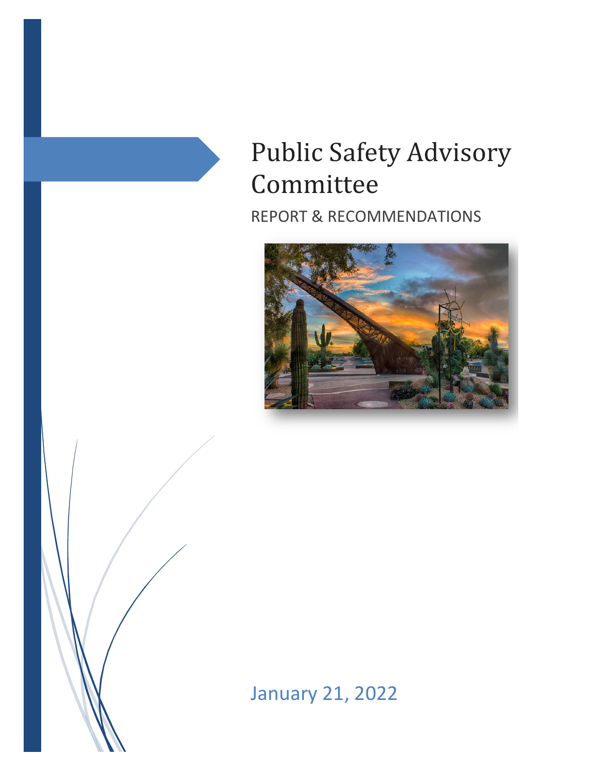# Public Safety Advisory Committee

REPORT & RECOMMENDATIONS

January 21, 2022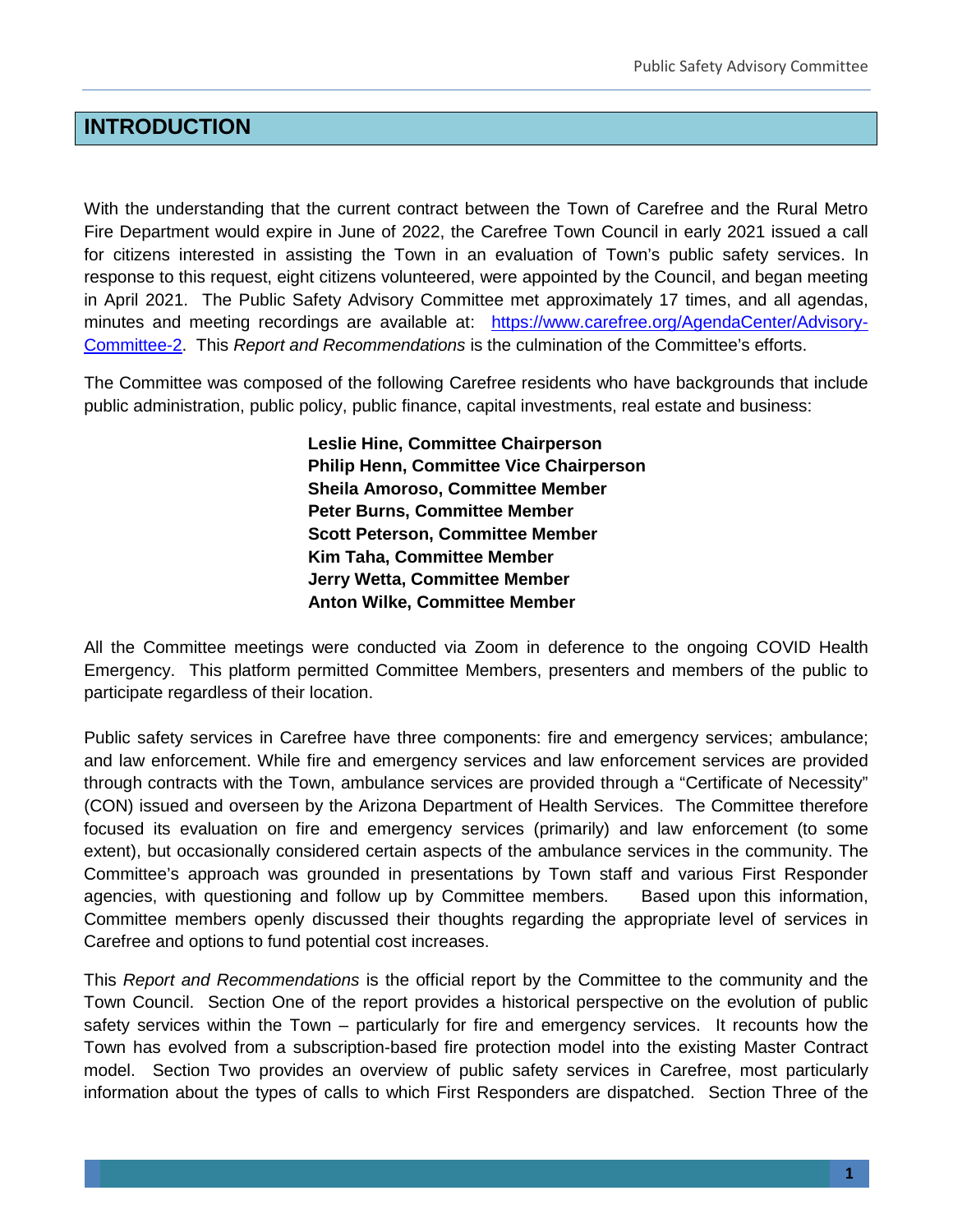# INTRODUCTION

With the understanding that the current contract between the Town of Carefree and the Rural Metro Fire Department would expire in June of 2022, the Carefree Town Council in early 2021 issued a call for citizens interested in assisting the Town in an evaluation of Town's public safety services. In response to this request, eight citizens volunteered, were appointed by the Council, and began meeting in April 2021. The Public Safety Advisory Committee met approximately 17 times, and all agendas, minutes and meeting recordings are available at: [https://www.carefree.org/AgendaCenter/Advisory-Committee-2](https://www.carefree.org/AgendaCenter/Advisory-Committee-2). This *Report and Recommendations* is the culmination of the Committee's efforts.

The Committee was composed of the following Carefree residents who have backgrounds that include public administration, public policy, public finance, capital investments, real estate and business:

**Leslie Hine, Committee Chairperson**
**Philip Henn, Committee Vice Chairperson**
**Sheila Amoroso, Committee Member**
**Peter Burns, Committee Member**
**Scott Peterson, Committee Member**
**Kim Taha, Committee Member**
**Jerry Wetta, Committee Member**
**Anton Wilke, Committee Member**

All the Committee meetings were conducted via Zoom in deference to the ongoing COVID Health Emergency. This platform permitted Committee Members, presenters and members of the public to participate regardless of their location.

Public safety services in Carefree have three components: fire and emergency services; ambulance; and law enforcement. While fire and emergency services and law enforcement services are provided through contracts with the Town, ambulance services are provided through a "Certificate of Necessity" (CON) issued and overseen by the Arizona Department of Health Services. The Committee therefore focused its evaluation on fire and emergency services (primarily) and law enforcement (to some extent), but occasionally considered certain aspects of the ambulance services in the community. The Committee's approach was grounded in presentations by Town staff and various First Responder agencies, with questioning and follow up by Committee members. Based upon this information, Committee members openly discussed their thoughts regarding the appropriate level of services in Carefree and options to fund potential cost increases.

This *Report and Recommendations* is the official report by the Committee to the community and the Town Council. Section One of the report provides a historical perspective on the evolution of public safety services within the Town – particularly for fire and emergency services. It recounts how the Town has evolved from a subscription-based fire protection model into the existing Master Contract model. Section Two provides an overview of public safety services in Carefree, most particularly information about the types of calls to which First Responders are dispatched. Section Three of the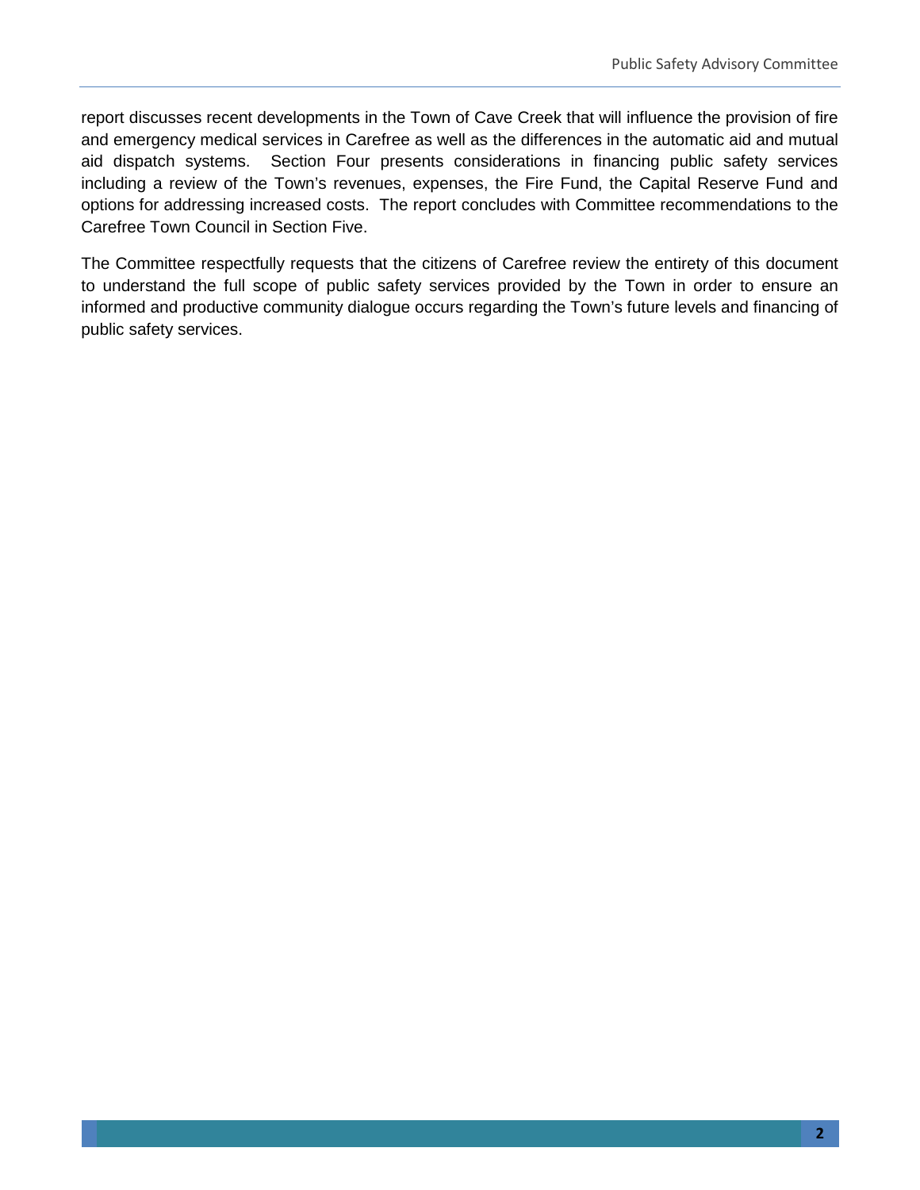report discusses recent developments in the Town of Cave Creek that will influence the provision of fire and emergency medical services in Carefree as well as the differences in the automatic aid and mutual aid dispatch systems. Section Four presents considerations in financing public safety services including a review of the Town's revenues, expenses, the Fire Fund, the Capital Reserve Fund and options for addressing increased costs. The report concludes with Committee recommendations to the Carefree Town Council in Section Five.

The Committee respectfully requests that the citizens of Carefree review the entirety of this document to understand the full scope of public safety services provided by the Town in order to ensure an informed and productive community dialogue occurs regarding the Town's future levels and financing of public safety services.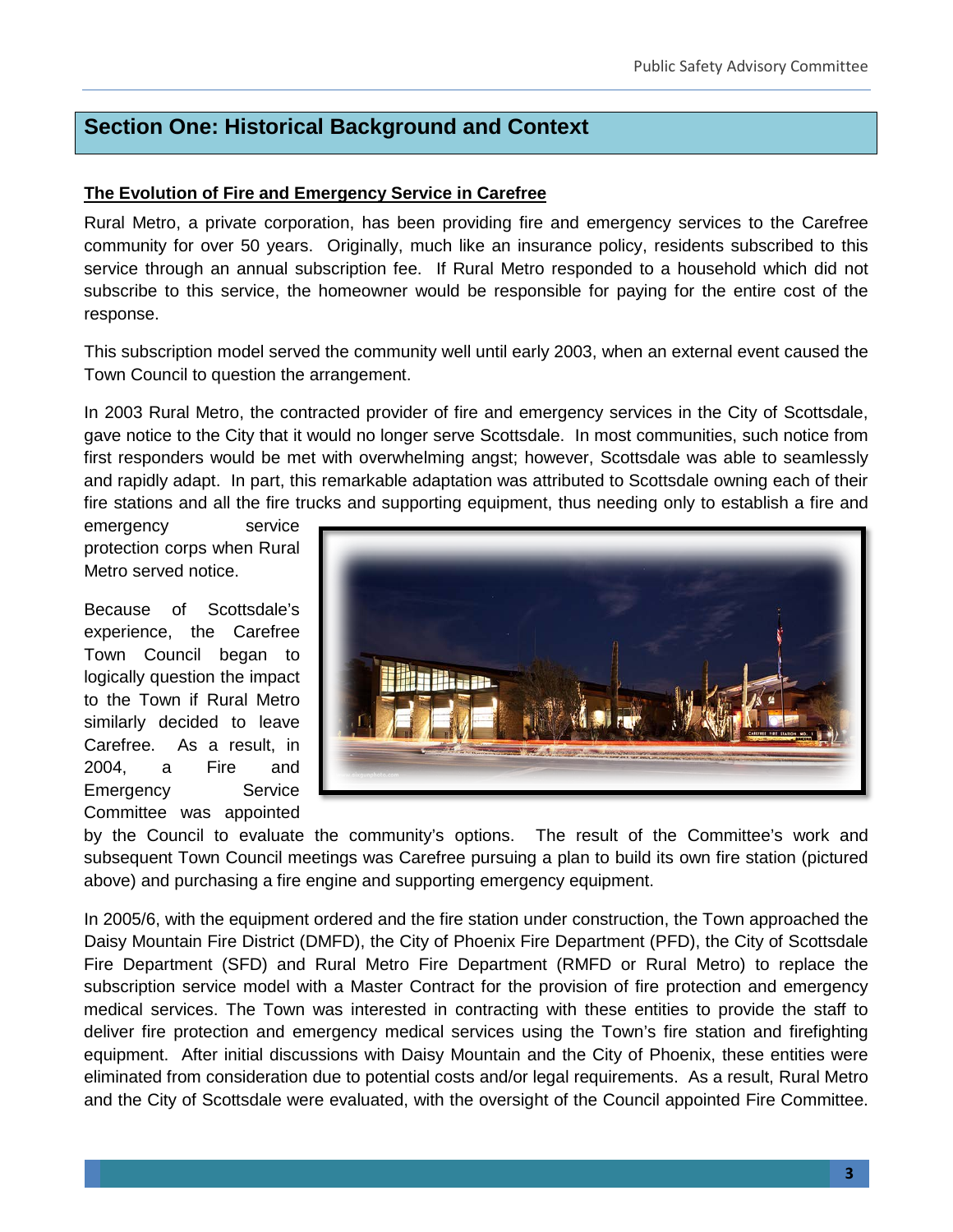## Section One: Historical Background and Context

**The Evolution of Fire and Emergency Service in Carefree**

Rural Metro, a private corporation, has been providing fire and emergency services to the Carefree community for over 50 years. Originally, much like an insurance policy, residents subscribed to this service through an annual subscription fee. If Rural Metro responded to a household which did not subscribe to this service, the homeowner would be responsible for paying for the entire cost of the response.

This subscription model served the community well until early 2003, when an external event caused the Town Council to question the arrangement.

In 2003 Rural Metro, the contracted provider of fire and emergency services in the City of Scottsdale, gave notice to the City that it would no longer serve Scottsdale. In most communities, such notice from first responders would be met with overwhelming angst; however, Scottsdale was able to seamlessly and rapidly adapt. In part, this remarkable adaptation was attributed to Scottsdale owning each of their fire stations and all the fire trucks and supporting equipment, thus needing only to establish a fire and emergency service protection corps when Rural Metro served notice.

Because of Scottsdale's experience, the Carefree Town Council began to logically question the impact to the Town if Rural Metro similarly decided to leave Carefree. As a result, in 2004, a Fire and Emergency Service Committee was appointed by the Council to evaluate the community's options. The result of the Committee's work and subsequent Town Council meetings was Carefree pursuing a plan to build its own fire station (pictured above) and purchasing a fire engine and supporting emergency equipment.

In 2005/6, with the equipment ordered and the fire station under construction, the Town approached the Daisy Mountain Fire District (DMFD), the City of Phoenix Fire Department (PFD), the City of Scottsdale Fire Department (SFD) and Rural Metro Fire Department (RMFD or Rural Metro) to replace the subscription service model with a Master Contract for the provision of fire protection and emergency medical services. The Town was interested in contracting with these entities to provide the staff to deliver fire protection and emergency medical services using the Town's fire station and firefighting equipment. After initial discussions with Daisy Mountain and the City of Phoenix, these entities were eliminated from consideration due to potential costs and/or legal requirements. As a result, Rural Metro and the City of Scottsdale were evaluated, with the oversight of the Council appointed Fire Committee.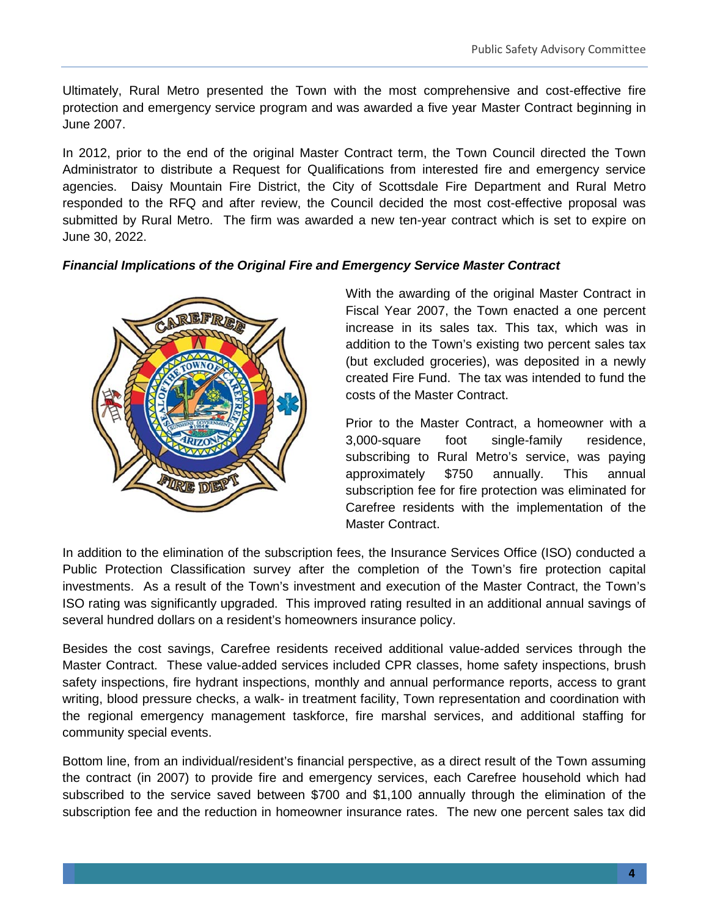Ultimately, Rural Metro presented the Town with the most comprehensive and cost-effective fire protection and emergency service program and was awarded a five year Master Contract beginning in June 2007.

In 2012, prior to the end of the original Master Contract term, the Town Council directed the Town Administrator to distribute a Request for Qualifications from interested fire and emergency service agencies. Daisy Mountain Fire District, the City of Scottsdale Fire Department and Rural Metro responded to the RFQ and after review, the Council decided the most cost-effective proposal was submitted by Rural Metro. The firm was awarded a new ten-year contract which is set to expire on June 30, 2022.

***Financial Implications of the Original Fire and Emergency Service Master Contract***

With the awarding of the original Master Contract in Fiscal Year 2007, the Town enacted a one percent increase in its sales tax. This tax, which was in addition to the Town's existing two percent sales tax (but excluded groceries), was deposited in a newly created Fire Fund. The tax was intended to fund the costs of the Master Contract.

Prior to the Master Contract, a homeowner with a 3,000-square foot single-family residence, subscribing to Rural Metro's service, was paying approximately $750 annually. This annual subscription fee for fire protection was eliminated for Carefree residents with the implementation of the Master Contract.

In addition to the elimination of the subscription fees, the Insurance Services Office (ISO) conducted a Public Protection Classification survey after the completion of the Town's fire protection capital investments. As a result of the Town's investment and execution of the Master Contract, the Town's ISO rating was significantly upgraded. This improved rating resulted in an additional annual savings of several hundred dollars on a resident's homeowners insurance policy.

Besides the cost savings, Carefree residents received additional value-added services through the Master Contract. These value-added services included CPR classes, home safety inspections, brush safety inspections, fire hydrant inspections, monthly and annual performance reports, access to grant writing, blood pressure checks, a walk- in treatment facility, Town representation and coordination with the regional emergency management taskforce, fire marshal services, and additional staffing for community special events.

Bottom line, from an individual/resident's financial perspective, as a direct result of the Town assuming the contract (in 2007) to provide fire and emergency services, each Carefree household which had subscribed to the service saved between $700 and $1,100 annually through the elimination of the subscription fee and the reduction in homeowner insurance rates. The new one percent sales tax did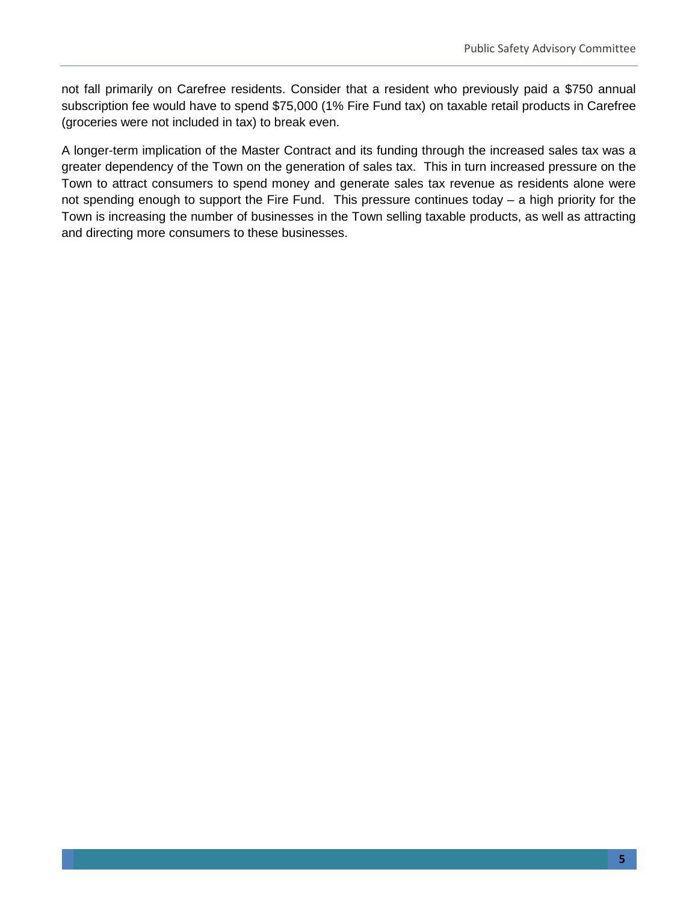not fall primarily on Carefree residents. Consider that a resident who previously paid a $750 annual subscription fee would have to spend $75,000 (1% Fire Fund tax) on taxable retail products in Carefree (groceries were not included in tax) to break even.

A longer-term implication of the Master Contract and its funding through the increased sales tax was a greater dependency of the Town on the generation of sales tax. This in turn increased pressure on the Town to attract consumers to spend money and generate sales tax revenue as residents alone were not spending enough to support the Fire Fund. This pressure continues today – a high priority for the Town is increasing the number of businesses in the Town selling taxable products, as well as attracting and directing more consumers to these businesses.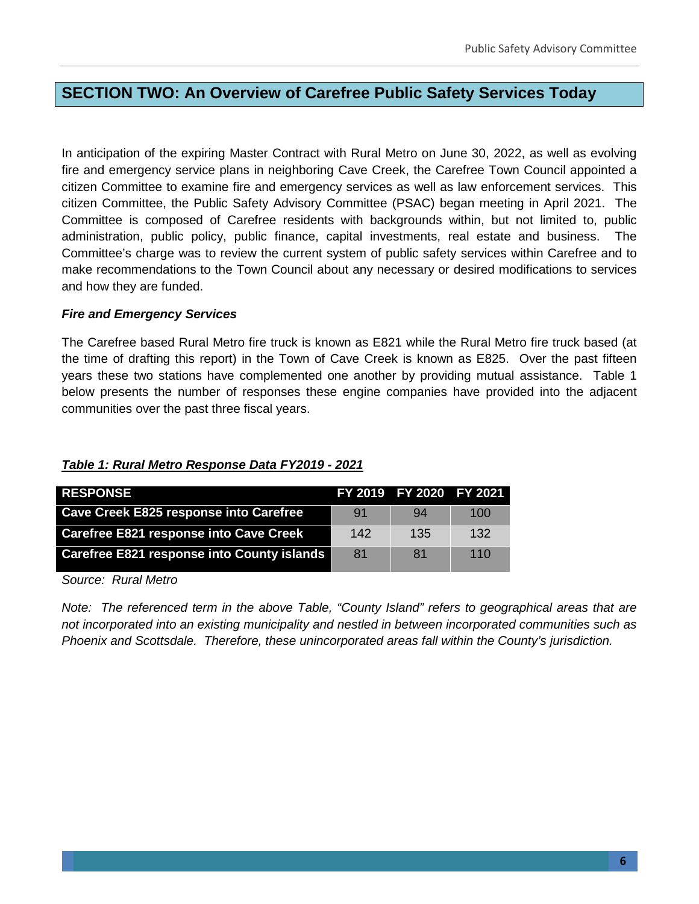# SECTION TWO: An Overview of Carefree Public Safety Services Today

In anticipation of the expiring Master Contract with Rural Metro on June 30, 2022, as well as evolving fire and emergency service plans in neighboring Cave Creek, the Carefree Town Council appointed a citizen Committee to examine fire and emergency services as well as law enforcement services. This citizen Committee, the Public Safety Advisory Committee (PSAC) began meeting in April 2021. The Committee is composed of Carefree residents with backgrounds within, but not limited to, public administration, public policy, public finance, capital investments, real estate and business. The Committee's charge was to review the current system of public safety services within Carefree and to make recommendations to the Town Council about any necessary or desired modifications to services and how they are funded.

### *Fire and Emergency Services*

The Carefree based Rural Metro fire truck is known as E821 while the Rural Metro fire truck based (at the time of drafting this report) in the Town of Cave Creek is known as E825. Over the past fifteen years these two stations have complemented one another by providing mutual assistance. Table 1 below presents the number of responses these engine companies have provided into the adjacent communities over the past three fiscal years.

***Table 1: Rural Metro Response Data FY2019 - 2021***

| RESPONSE | FY 2019 | FY 2020 | FY 2021 |
|---|---|---|---|
| **Cave Creek E825 response into Carefree** | 91 | 94 | 100 |
| **Carefree E821 response into Cave Creek** | 142 | 135 | 132 |
| **Carefree E821 response into County islands** | 81 | 81 | 110 |

*Source: Rural Metro*

*Note: The referenced term in the above Table, "County Island" refers to geographical areas that are not incorporated into an existing municipality and nestled in between incorporated communities such as Phoenix and Scottsdale. Therefore, these unincorporated areas fall within the County's jurisdiction.*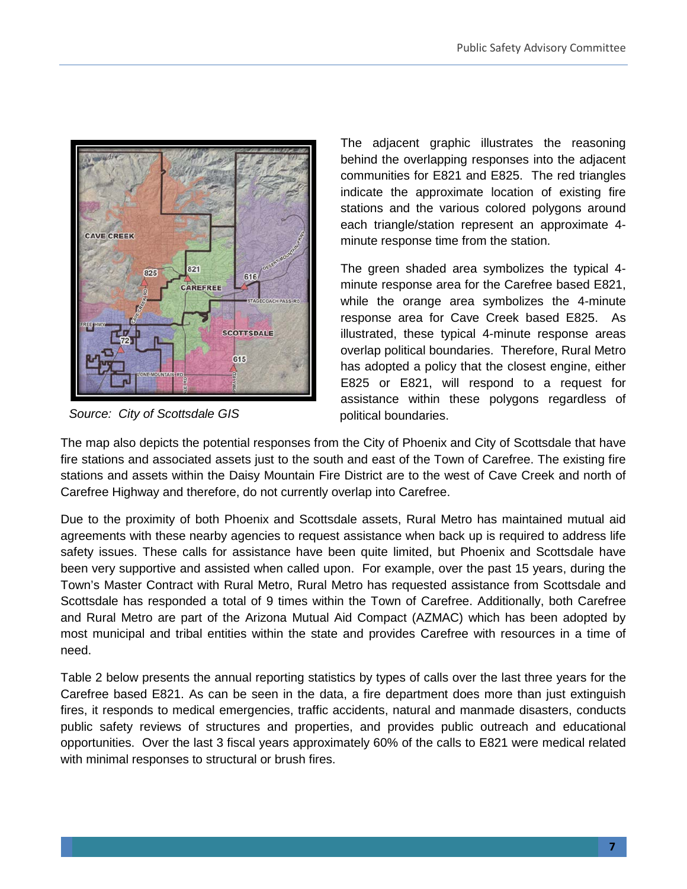Source: City of Scottsdale GIS

The adjacent graphic illustrates the reasoning behind the overlapping responses into the adjacent communities for E821 and E825. The red triangles indicate the approximate location of existing fire stations and the various colored polygons around each triangle/station represent an approximate 4-minute response time from the station.

The green shaded area symbolizes the typical 4-minute response area for the Carefree based E821, while the orange area symbolizes the 4-minute response area for Cave Creek based E825. As illustrated, these typical 4-minute response areas overlap political boundaries. Therefore, Rural Metro has adopted a policy that the closest engine, either E825 or E821, will respond to a request for assistance within these polygons regardless of political boundaries.

The map also depicts the potential responses from the City of Phoenix and City of Scottsdale that have fire stations and associated assets just to the south and east of the Town of Carefree. The existing fire stations and assets within the Daisy Mountain Fire District are to the west of Cave Creek and north of Carefree Highway and therefore, do not currently overlap into Carefree.

Due to the proximity of both Phoenix and Scottsdale assets, Rural Metro has maintained mutual aid agreements with these nearby agencies to request assistance when back up is required to address life safety issues. These calls for assistance have been quite limited, but Phoenix and Scottsdale have been very supportive and assisted when called upon. For example, over the past 15 years, during the Town's Master Contract with Rural Metro, Rural Metro has requested assistance from Scottsdale and Scottsdale has responded a total of 9 times within the Town of Carefree. Additionally, both Carefree and Rural Metro are part of the Arizona Mutual Aid Compact (AZMAC) which has been adopted by most municipal and tribal entities within the state and provides Carefree with resources in a time of need.

Table 2 below presents the annual reporting statistics by types of calls over the last three years for the Carefree based E821. As can be seen in the data, a fire department does more than just extinguish fires, it responds to medical emergencies, traffic accidents, natural and manmade disasters, conducts public safety reviews of structures and properties, and provides public outreach and educational opportunities. Over the last 3 fiscal years approximately 60% of the calls to E821 were medical related with minimal responses to structural or brush fires.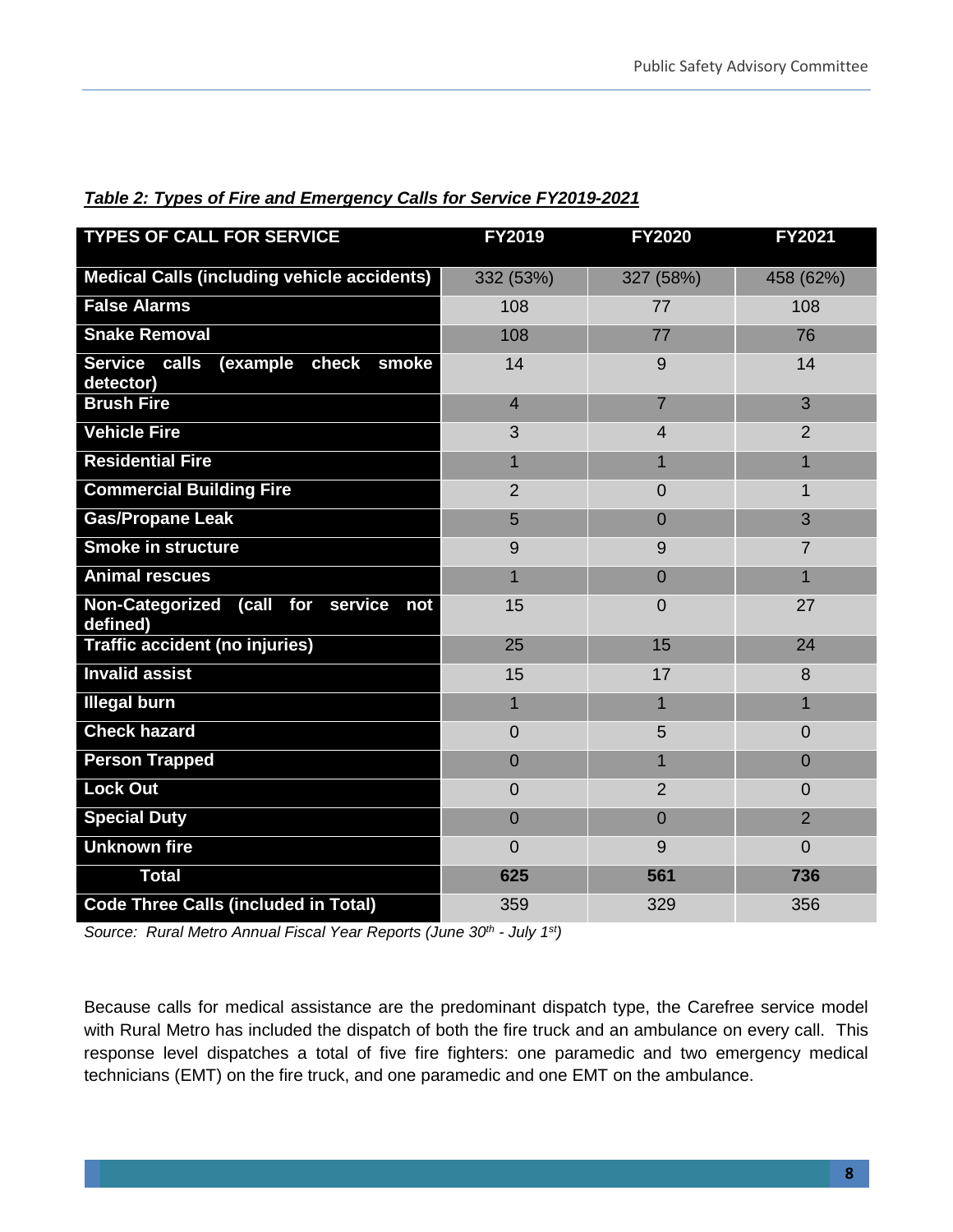***Table 2: Types of Fire and Emergency Calls for Service FY2019-2021***

| TYPES OF CALL FOR SERVICE | FY2019 | FY2020 | FY2021 |
|---|---|---|---|
| **Medical Calls (including vehicle accidents)** | 332 (53%) | 327 (58%) | 458 (62%) |
| **False Alarms** | 108 | 77 | 108 |
| **Snake Removal** | 108 | 77 | 76 |
| **Service calls (example check smoke detector)** | 14 | 9 | 14 |
| **Brush Fire** | 4 | 7 | 3 |
| **Vehicle Fire** | 3 | 4 | 2 |
| **Residential Fire** | 1 | 1 | 1 |
| **Commercial Building Fire** | 2 | 0 | 1 |
| **Gas/Propane Leak** | 5 | 0 | 3 |
| **Smoke in structure** | 9 | 9 | 7 |
| **Animal rescues** | 1 | 0 | 1 |
| **Non-Categorized (call for service not defined)** | 15 | 0 | 27 |
| **Traffic accident (no injuries)** | 25 | 15 | 24 |
| **Invalid assist** | 15 | 17 | 8 |
| **Illegal burn** | 1 | 1 | 1 |
| **Check hazard** | 0 | 5 | 0 |
| **Person Trapped** | 0 | 1 | 0 |
| **Lock Out** | 0 | 2 | 0 |
| **Special Duty** | 0 | 0 | 2 |
| **Unknown fire** | 0 | 9 | 0 |
| **Total** | **625** | **561** | **736** |
| **Code Three Calls (included in Total)** | 359 | 329 | 356 |

*Source: Rural Metro Annual Fiscal Year Reports (June 30th - July 1st)*

Because calls for medical assistance are the predominant dispatch type, the Carefree service model with Rural Metro has included the dispatch of both the fire truck and an ambulance on every call. This response level dispatches a total of five fire fighters: one paramedic and two emergency medical technicians (EMT) on the fire truck, and one paramedic and one EMT on the ambulance.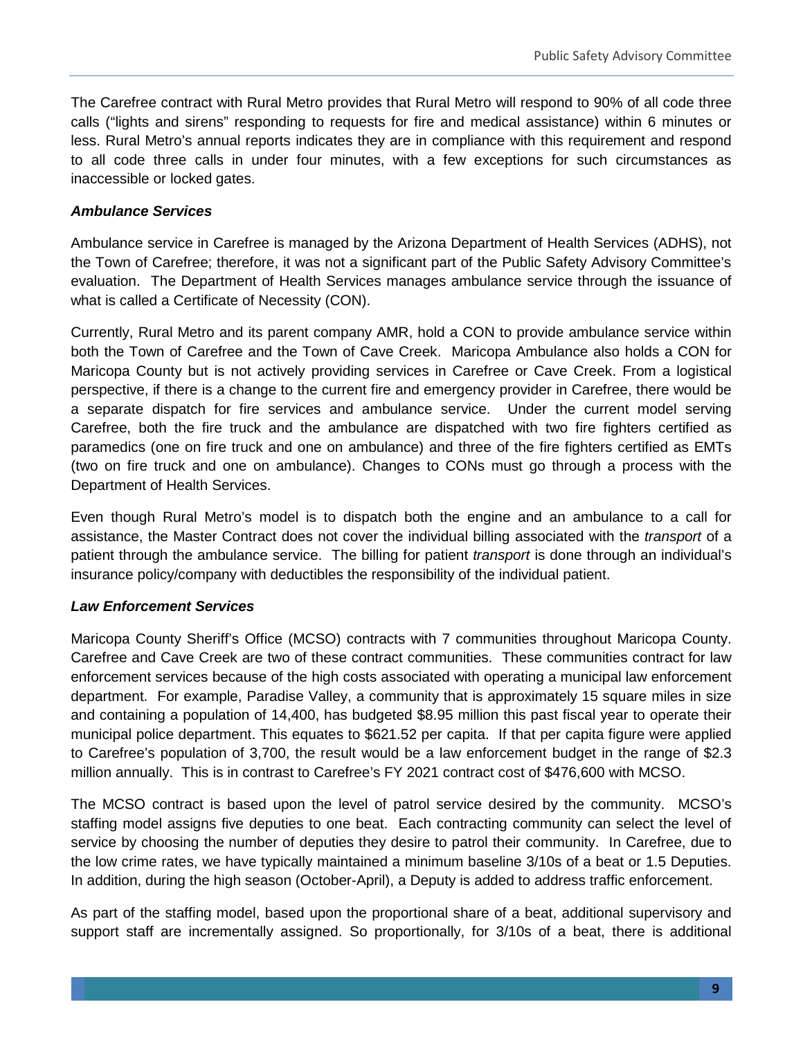The Carefree contract with Rural Metro provides that Rural Metro will respond to 90% of all code three calls ("lights and sirens" responding to requests for fire and medical assistance) within 6 minutes or less. Rural Metro's annual reports indicates they are in compliance with this requirement and respond to all code three calls in under four minutes, with a few exceptions for such circumstances as inaccessible or locked gates.

### *Ambulance Services*

Ambulance service in Carefree is managed by the Arizona Department of Health Services (ADHS), not the Town of Carefree; therefore, it was not a significant part of the Public Safety Advisory Committee's evaluation. The Department of Health Services manages ambulance service through the issuance of what is called a Certificate of Necessity (CON).

Currently, Rural Metro and its parent company AMR, hold a CON to provide ambulance service within both the Town of Carefree and the Town of Cave Creek. Maricopa Ambulance also holds a CON for Maricopa County but is not actively providing services in Carefree or Cave Creek. From a logistical perspective, if there is a change to the current fire and emergency provider in Carefree, there would be a separate dispatch for fire services and ambulance service. Under the current model serving Carefree, both the fire truck and the ambulance are dispatched with two fire fighters certified as paramedics (one on fire truck and one on ambulance) and three of the fire fighters certified as EMTs (two on fire truck and one on ambulance). Changes to CONs must go through a process with the Department of Health Services.

Even though Rural Metro's model is to dispatch both the engine and an ambulance to a call for assistance, the Master Contract does not cover the individual billing associated with the *transport* of a patient through the ambulance service. The billing for patient *transport* is done through an individual's insurance policy/company with deductibles the responsibility of the individual patient.

### *Law Enforcement Services*

Maricopa County Sheriff's Office (MCSO) contracts with 7 communities throughout Maricopa County. Carefree and Cave Creek are two of these contract communities. These communities contract for law enforcement services because of the high costs associated with operating a municipal law enforcement department. For example, Paradise Valley, a community that is approximately 15 square miles in size and containing a population of 14,400, has budgeted $8.95 million this past fiscal year to operate their municipal police department. This equates to $621.52 per capita. If that per capita figure were applied to Carefree's population of 3,700, the result would be a law enforcement budget in the range of $2.3 million annually. This is in contrast to Carefree's FY 2021 contract cost of $476,600 with MCSO.

The MCSO contract is based upon the level of patrol service desired by the community. MCSO's staffing model assigns five deputies to one beat. Each contracting community can select the level of service by choosing the number of deputies they desire to patrol their community. In Carefree, due to the low crime rates, we have typically maintained a minimum baseline 3/10s of a beat or 1.5 Deputies. In addition, during the high season (October-April), a Deputy is added to address traffic enforcement.

As part of the staffing model, based upon the proportional share of a beat, additional supervisory and support staff are incrementally assigned. So proportionally, for 3/10s of a beat, there is additional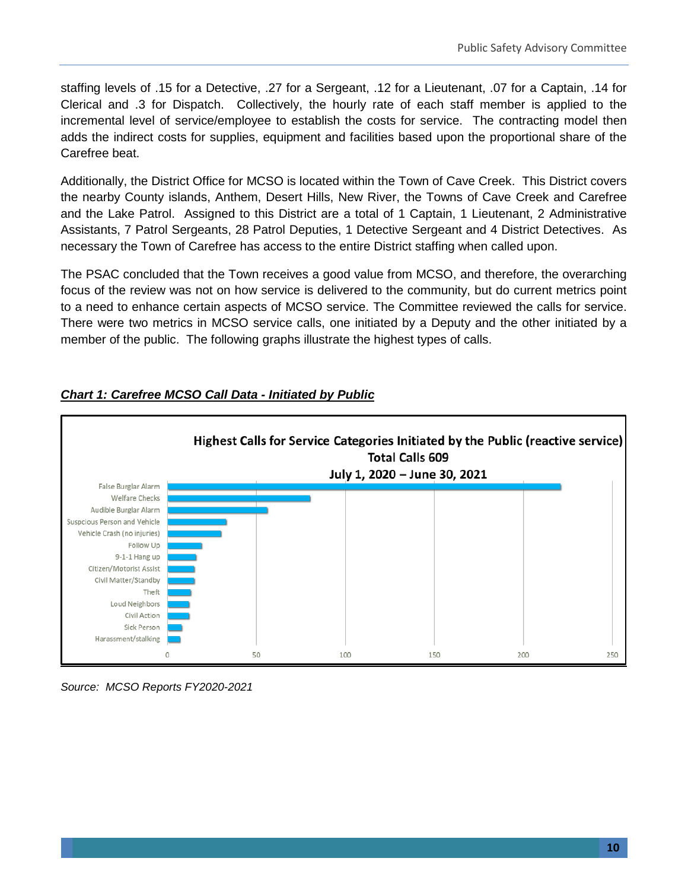staffing levels of .15 for a Detective, .27 for a Sergeant, .12 for a Lieutenant, .07 for a Captain, .14 for Clerical and .3 for Dispatch. Collectively, the hourly rate of each staff member is applied to the incremental level of service/employee to establish the costs for service. The contracting model then adds the indirect costs for supplies, equipment and facilities based upon the proportional share of the Carefree beat.

Additionally, the District Office for MCSO is located within the Town of Cave Creek. This District covers the nearby County islands, Anthem, Desert Hills, New River, the Towns of Cave Creek and Carefree and the Lake Patrol. Assigned to this District are a total of 1 Captain, 1 Lieutenant, 2 Administrative Assistants, 7 Patrol Sergeants, 28 Patrol Deputies, 1 Detective Sergeant and 4 District Detectives. As necessary the Town of Carefree has access to the entire District staffing when called upon.

The PSAC concluded that the Town receives a good value from MCSO, and therefore, the overarching focus of the review was not on how service is delivered to the community, but do current metrics point to a need to enhance certain aspects of MCSO service. The Committee reviewed the calls for service. There were two metrics in MCSO service calls, one initiated by a Deputy and the other initiated by a member of the public. The following graphs illustrate the highest types of calls.

***Chart 1: Carefree MCSO Call Data - Initiated by Public***

**Highest Calls for Service Categories Initiated by the Public (reactive service)**
**Total Calls 609**
**July 1, 2020 – June 30, 2021**

| Category | Approx. Calls |
|---|---|
| False Burglar Alarm | ~221 |
| Welfare Checks | ~80 |
| Audible Burglar Alarm | ~56 |
| Suspcious Person and Vehicle | ~33 |
| Vehicle Crash (no injuries) | ~30 |
| Follow Up | ~19 |
| 9-1-1 Hang up | ~16 |
| Citizen/Motorist Assist | ~15 |
| Civil Matter/Standby | ~15 |
| Theft | ~13 |
| Loud Neighbors | ~12 |
| Civil Action | ~12 |
| Sick Person | ~8 |
| Harassment/stalking | ~7 |

*Source: MCSO Reports FY2020-2021*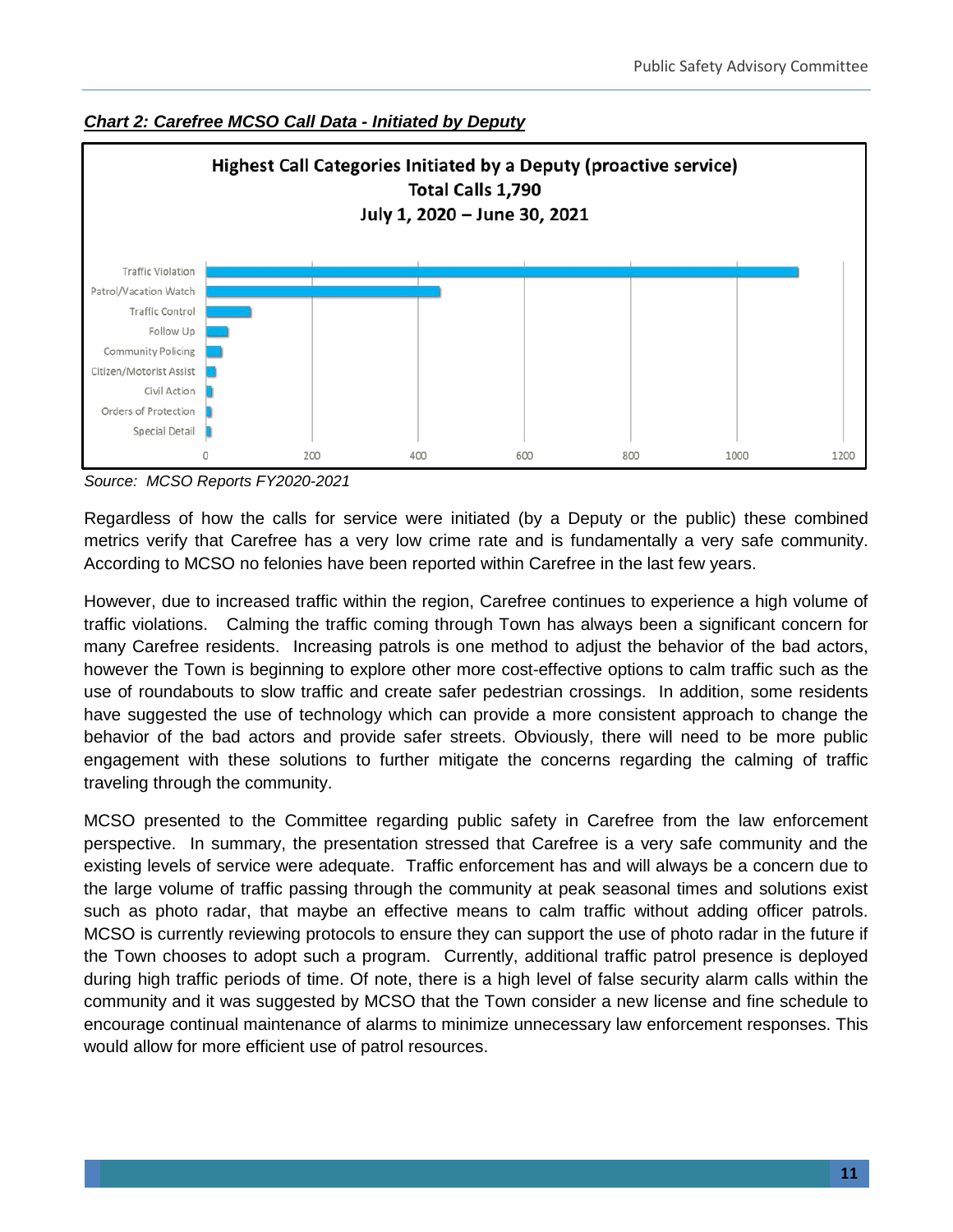***Chart 2: Carefree MCSO Call Data - Initiated by Deputy***

**Highest Call Categories Initiated by a Deputy (proactive service)**
**Total Calls 1,790**
**July 1, 2020 – June 30, 2021**

Traffic Violation
Patrol/Vacation Watch
Traffic Control
Follow Up
Community Policing
Citizen/Motorist Assist
Civil Action
Orders of Protection
Special Detail

0 200 400 600 800 1000 1200

*Source: MCSO Reports FY2020-2021*

Regardless of how the calls for service were initiated (by a Deputy or the public) these combined metrics verify that Carefree has a very low crime rate and is fundamentally a very safe community. According to MCSO no felonies have been reported within Carefree in the last few years.

However, due to increased traffic within the region, Carefree continues to experience a high volume of traffic violations. Calming the traffic coming through Town has always been a significant concern for many Carefree residents. Increasing patrols is one method to adjust the behavior of the bad actors, however the Town is beginning to explore other more cost-effective options to calm traffic such as the use of roundabouts to slow traffic and create safer pedestrian crossings. In addition, some residents have suggested the use of technology which can provide a more consistent approach to change the behavior of the bad actors and provide safer streets. Obviously, there will need to be more public engagement with these solutions to further mitigate the concerns regarding the calming of traffic traveling through the community.

MCSO presented to the Committee regarding public safety in Carefree from the law enforcement perspective. In summary, the presentation stressed that Carefree is a very safe community and the existing levels of service were adequate. Traffic enforcement has and will always be a concern due to the large volume of traffic passing through the community at peak seasonal times and solutions exist such as photo radar, that maybe an effective means to calm traffic without adding officer patrols. MCSO is currently reviewing protocols to ensure they can support the use of photo radar in the future if the Town chooses to adopt such a program. Currently, additional traffic patrol presence is deployed during high traffic periods of time. Of note, there is a high level of false security alarm calls within the community and it was suggested by MCSO that the Town consider a new license and fine schedule to encourage continual maintenance of alarms to minimize unnecessary law enforcement responses. This would allow for more efficient use of patrol resources.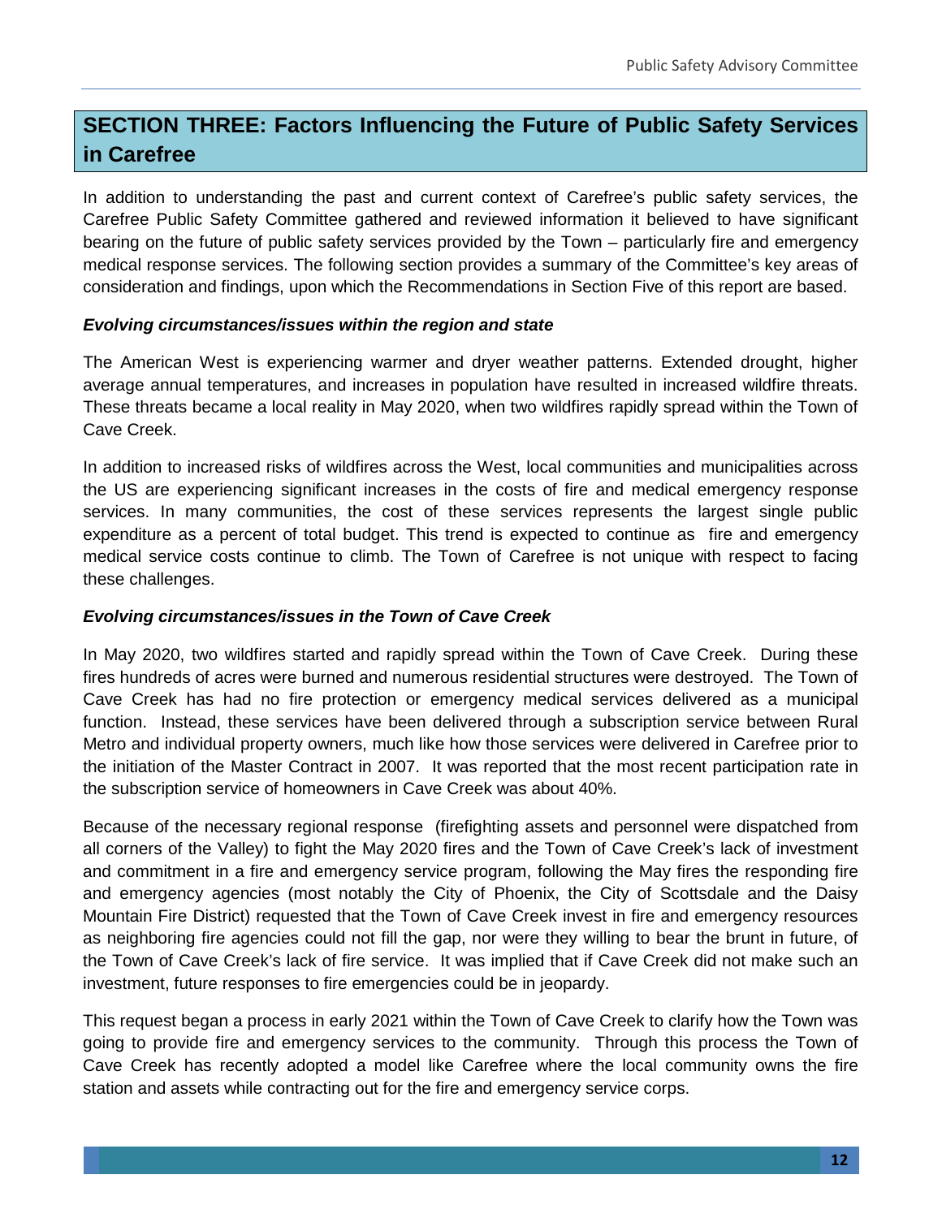## SECTION THREE: Factors Influencing the Future of Public Safety Services in Carefree

In addition to understanding the past and current context of Carefree's public safety services, the Carefree Public Safety Committee gathered and reviewed information it believed to have significant bearing on the future of public safety services provided by the Town – particularly fire and emergency medical response services. The following section provides a summary of the Committee's key areas of consideration and findings, upon which the Recommendations in Section Five of this report are based.

***Evolving circumstances/issues within the region and state***

The American West is experiencing warmer and dryer weather patterns. Extended drought, higher average annual temperatures, and increases in population have resulted in increased wildfire threats. These threats became a local reality in May 2020, when two wildfires rapidly spread within the Town of Cave Creek.

In addition to increased risks of wildfires across the West, local communities and municipalities across the US are experiencing significant increases in the costs of fire and medical emergency response services. In many communities, the cost of these services represents the largest single public expenditure as a percent of total budget. This trend is expected to continue as fire and emergency medical service costs continue to climb. The Town of Carefree is not unique with respect to facing these challenges.

***Evolving circumstances/issues in the Town of Cave Creek***

In May 2020, two wildfires started and rapidly spread within the Town of Cave Creek. During these fires hundreds of acres were burned and numerous residential structures were destroyed. The Town of Cave Creek has had no fire protection or emergency medical services delivered as a municipal function. Instead, these services have been delivered through a subscription service between Rural Metro and individual property owners, much like how those services were delivered in Carefree prior to the initiation of the Master Contract in 2007. It was reported that the most recent participation rate in the subscription service of homeowners in Cave Creek was about 40%.

Because of the necessary regional response (firefighting assets and personnel were dispatched from all corners of the Valley) to fight the May 2020 fires and the Town of Cave Creek's lack of investment and commitment in a fire and emergency service program, following the May fires the responding fire and emergency agencies (most notably the City of Phoenix, the City of Scottsdale and the Daisy Mountain Fire District) requested that the Town of Cave Creek invest in fire and emergency resources as neighboring fire agencies could not fill the gap, nor were they willing to bear the brunt in future, of the Town of Cave Creek's lack of fire service. It was implied that if Cave Creek did not make such an investment, future responses to fire emergencies could be in jeopardy.

This request began a process in early 2021 within the Town of Cave Creek to clarify how the Town was going to provide fire and emergency services to the community. Through this process the Town of Cave Creek has recently adopted a model like Carefree where the local community owns the fire station and assets while contracting out for the fire and emergency service corps.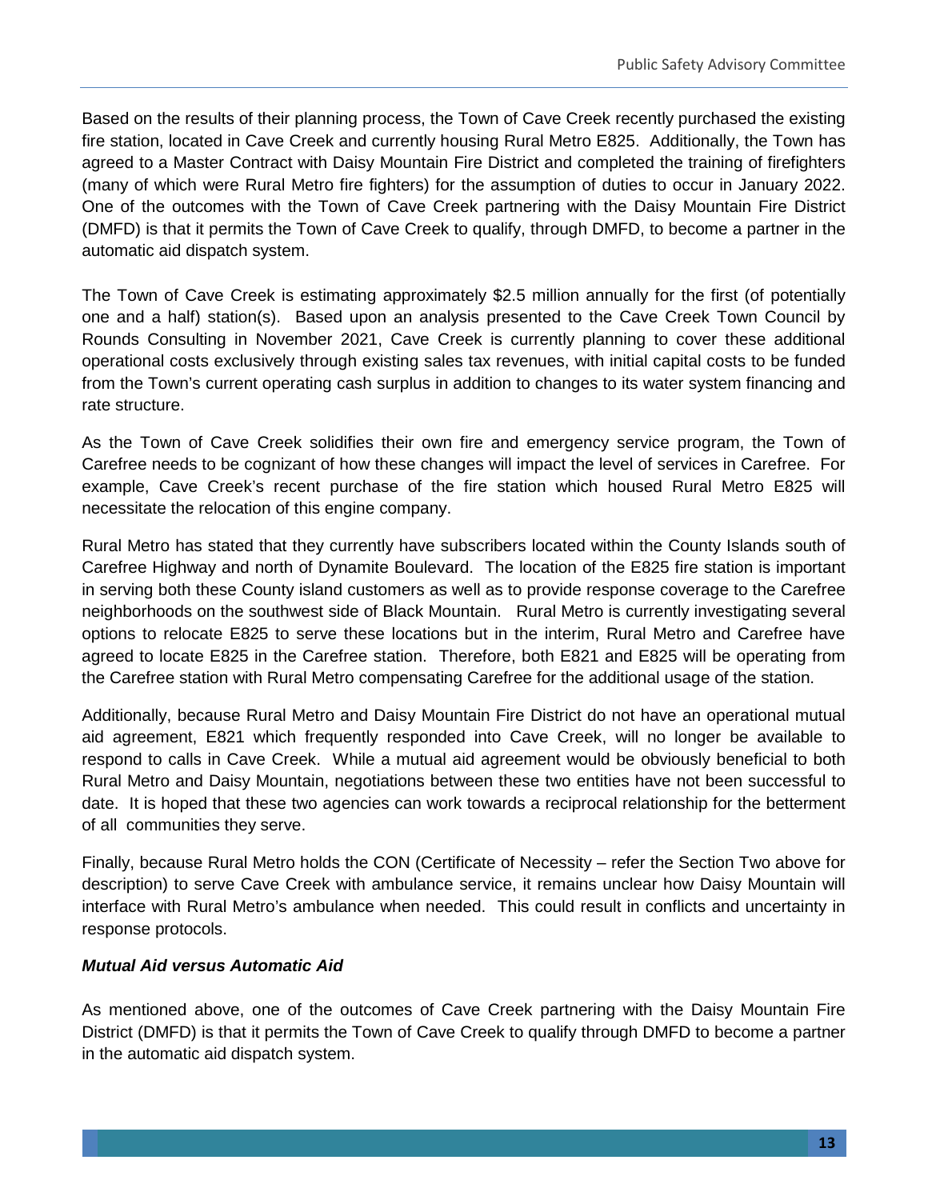Based on the results of their planning process, the Town of Cave Creek recently purchased the existing fire station, located in Cave Creek and currently housing Rural Metro E825. Additionally, the Town has agreed to a Master Contract with Daisy Mountain Fire District and completed the training of firefighters (many of which were Rural Metro fire fighters) for the assumption of duties to occur in January 2022. One of the outcomes with the Town of Cave Creek partnering with the Daisy Mountain Fire District (DMFD) is that it permits the Town of Cave Creek to qualify, through DMFD, to become a partner in the automatic aid dispatch system.

The Town of Cave Creek is estimating approximately $2.5 million annually for the first (of potentially one and a half) station(s). Based upon an analysis presented to the Cave Creek Town Council by Rounds Consulting in November 2021, Cave Creek is currently planning to cover these additional operational costs exclusively through existing sales tax revenues, with initial capital costs to be funded from the Town's current operating cash surplus in addition to changes to its water system financing and rate structure.

As the Town of Cave Creek solidifies their own fire and emergency service program, the Town of Carefree needs to be cognizant of how these changes will impact the level of services in Carefree. For example, Cave Creek's recent purchase of the fire station which housed Rural Metro E825 will necessitate the relocation of this engine company.

Rural Metro has stated that they currently have subscribers located within the County Islands south of Carefree Highway and north of Dynamite Boulevard. The location of the E825 fire station is important in serving both these County island customers as well as to provide response coverage to the Carefree neighborhoods on the southwest side of Black Mountain. Rural Metro is currently investigating several options to relocate E825 to serve these locations but in the interim, Rural Metro and Carefree have agreed to locate E825 in the Carefree station. Therefore, both E821 and E825 will be operating from the Carefree station with Rural Metro compensating Carefree for the additional usage of the station.

Additionally, because Rural Metro and Daisy Mountain Fire District do not have an operational mutual aid agreement, E821 which frequently responded into Cave Creek, will no longer be available to respond to calls in Cave Creek. While a mutual aid agreement would be obviously beneficial to both Rural Metro and Daisy Mountain, negotiations between these two entities have not been successful to date. It is hoped that these two agencies can work towards a reciprocal relationship for the betterment of all communities they serve.

Finally, because Rural Metro holds the CON (Certificate of Necessity – refer the Section Two above for description) to serve Cave Creek with ambulance service, it remains unclear how Daisy Mountain will interface with Rural Metro's ambulance when needed. This could result in conflicts and uncertainty in response protocols.

***Mutual Aid versus Automatic Aid***

As mentioned above, one of the outcomes of Cave Creek partnering with the Daisy Mountain Fire District (DMFD) is that it permits the Town of Cave Creek to qualify through DMFD to become a partner in the automatic aid dispatch system.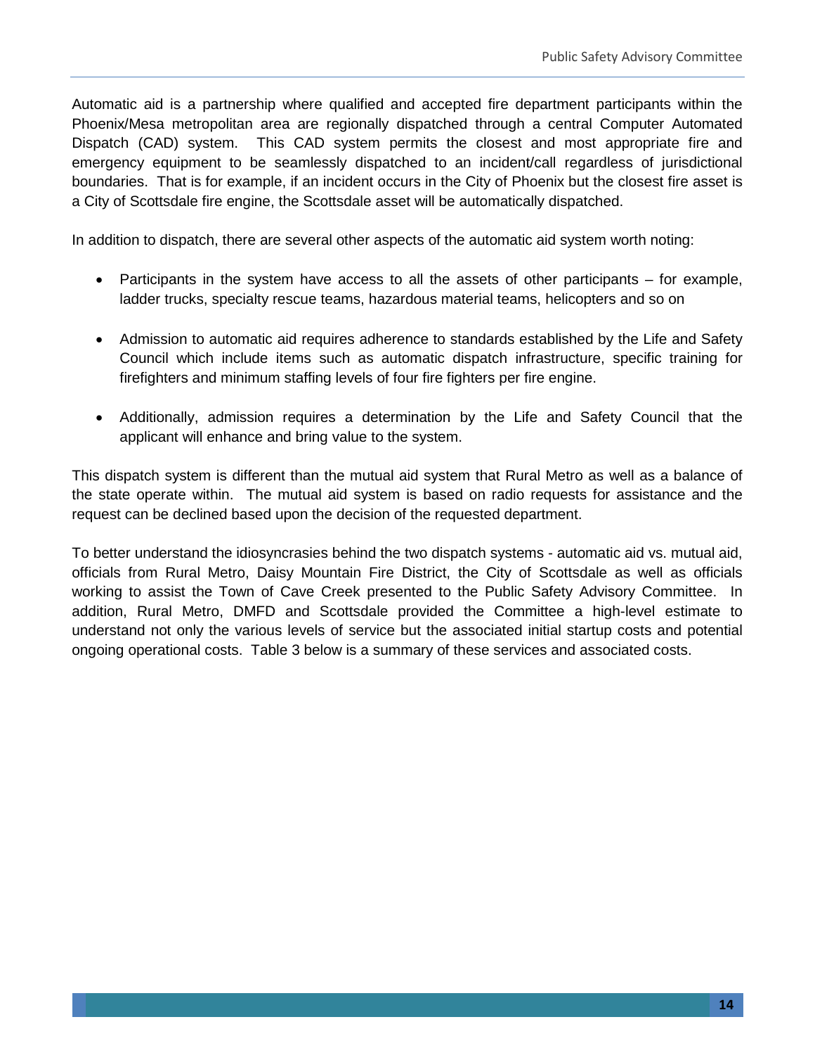Automatic aid is a partnership where qualified and accepted fire department participants within the Phoenix/Mesa metropolitan area are regionally dispatched through a central Computer Automated Dispatch (CAD) system. This CAD system permits the closest and most appropriate fire and emergency equipment to be seamlessly dispatched to an incident/call regardless of jurisdictional boundaries. That is for example, if an incident occurs in the City of Phoenix but the closest fire asset is a City of Scottsdale fire engine, the Scottsdale asset will be automatically dispatched.

In addition to dispatch, there are several other aspects of the automatic aid system worth noting:

- Participants in the system have access to all the assets of other participants – for example, ladder trucks, specialty rescue teams, hazardous material teams, helicopters and so on
- Admission to automatic aid requires adherence to standards established by the Life and Safety Council which include items such as automatic dispatch infrastructure, specific training for firefighters and minimum staffing levels of four fire fighters per fire engine.
- Additionally, admission requires a determination by the Life and Safety Council that the applicant will enhance and bring value to the system.

This dispatch system is different than the mutual aid system that Rural Metro as well as a balance of the state operate within. The mutual aid system is based on radio requests for assistance and the request can be declined based upon the decision of the requested department.

To better understand the idiosyncrasies behind the two dispatch systems - automatic aid vs. mutual aid, officials from Rural Metro, Daisy Mountain Fire District, the City of Scottsdale as well as officials working to assist the Town of Cave Creek presented to the Public Safety Advisory Committee. In addition, Rural Metro, DMFD and Scottsdale provided the Committee a high-level estimate to understand not only the various levels of service but the associated initial startup costs and potential ongoing operational costs. Table 3 below is a summary of these services and associated costs.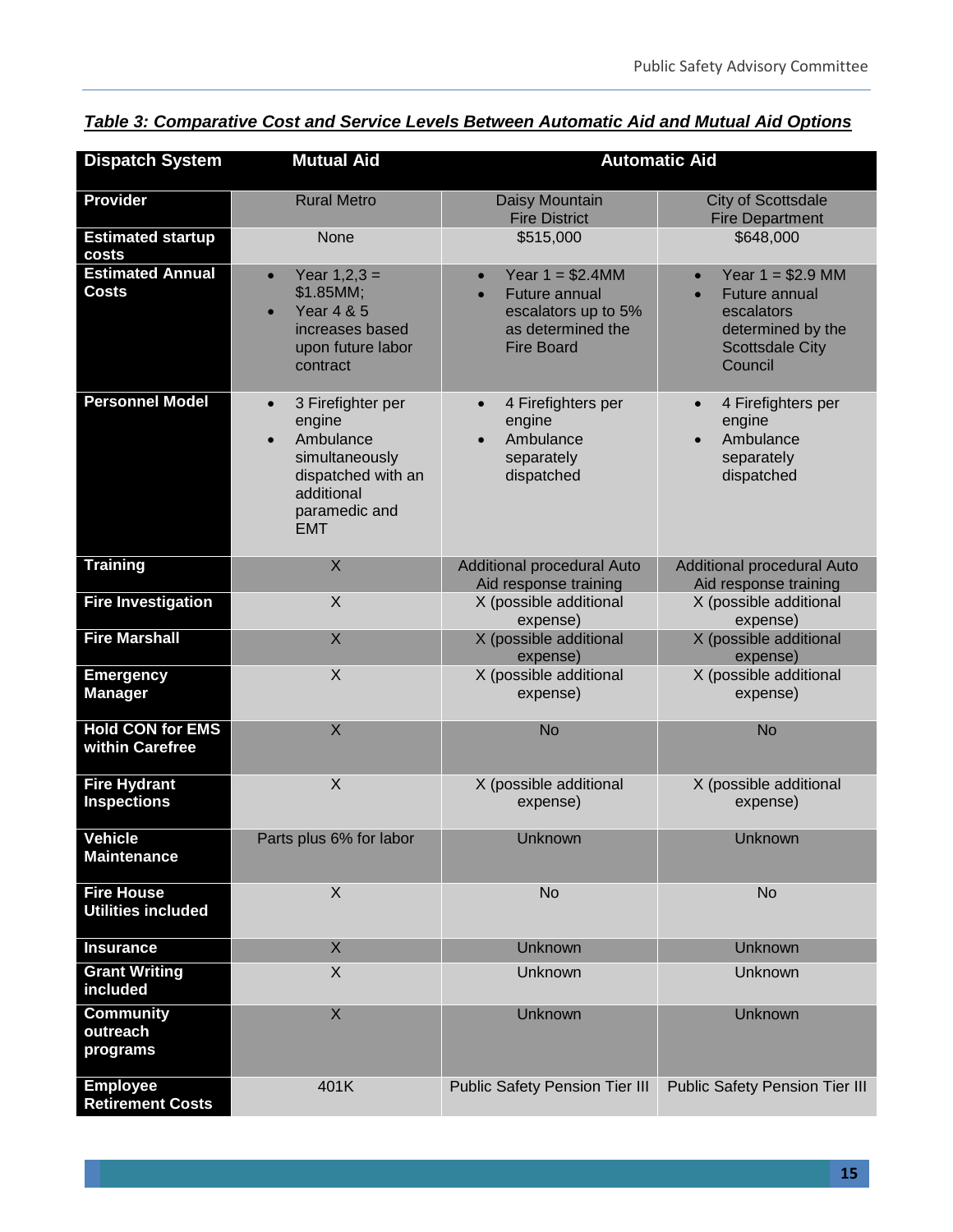***Table 3: Comparative Cost and Service Levels Between Automatic Aid and Mutual Aid Options***

| Dispatch System | Mutual Aid | Automatic Aid | |
|---|---|---|---|
| **Provider** | Rural Metro | Daisy Mountain Fire District | City of Scottsdale Fire Department |
| **Estimated startup costs** | None | $515,000 | $648,000 |
| **Estimated Annual Costs** | • Year 1,2,3 = $1.85MM; <br>• Year 4 & 5 increases based upon future labor contract | • Year 1 = $2.4MM <br>• Future annual escalators up to 5% as determined the Fire Board | • Year 1 = $2.9 MM <br>• Future annual escalators determined by the Scottsdale City Council |
| **Personnel Model** | • 3 Firefighter per engine <br>• Ambulance simultaneously dispatched with an additional paramedic and EMT | • 4 Firefighters per engine <br>• Ambulance separately dispatched | • 4 Firefighters per engine <br>• Ambulance separately dispatched |
| **Training** | X | Additional procedural Auto Aid response training | Additional procedural Auto Aid response training |
| **Fire Investigation** | X | X (possible additional expense) | X (possible additional expense) |
| **Fire Marshall** | X | X (possible additional expense) | X (possible additional expense) |
| **Emergency Manager** | X | X (possible additional expense) | X (possible additional expense) |
| **Hold CON for EMS within Carefree** | X | No | No |
| **Fire Hydrant Inspections** | X | X (possible additional expense) | X (possible additional expense) |
| **Vehicle Maintenance** | Parts plus 6% for labor | Unknown | Unknown |
| **Fire House Utilities included** | X | No | No |
| **Insurance** | X | Unknown | Unknown |
| **Grant Writing included** | X | Unknown | Unknown |
| **Community outreach programs** | X | Unknown | Unknown |
| **Employee Retirement Costs** | 401K | Public Safety Pension Tier III | Public Safety Pension Tier III |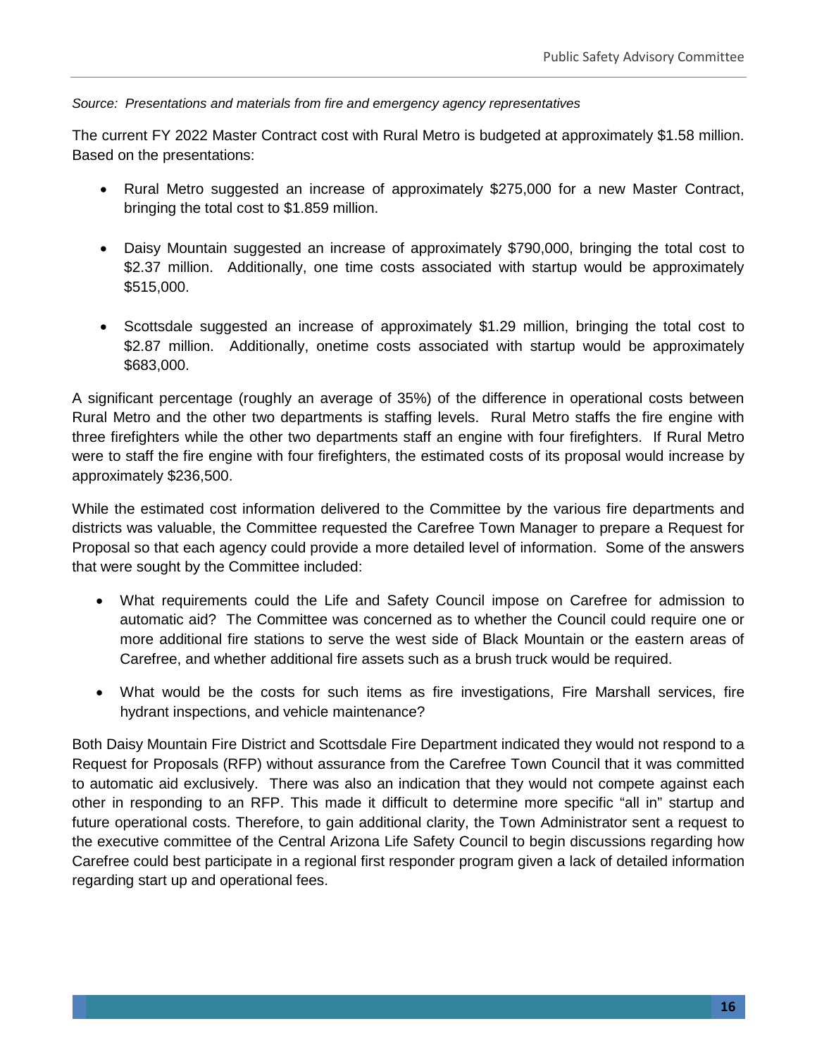*Source: Presentations and materials from fire and emergency agency representatives*

The current FY 2022 Master Contract cost with Rural Metro is budgeted at approximately $1.58 million. Based on the presentations:

- Rural Metro suggested an increase of approximately $275,000 for a new Master Contract, bringing the total cost to $1.859 million.

- Daisy Mountain suggested an increase of approximately $790,000, bringing the total cost to $2.37 million. Additionally, one time costs associated with startup would be approximately $515,000.

- Scottsdale suggested an increase of approximately $1.29 million, bringing the total cost to $2.87 million. Additionally, onetime costs associated with startup would be approximately $683,000.

A significant percentage (roughly an average of 35%) of the difference in operational costs between Rural Metro and the other two departments is staffing levels. Rural Metro staffs the fire engine with three firefighters while the other two departments staff an engine with four firefighters. If Rural Metro were to staff the fire engine with four firefighters, the estimated costs of its proposal would increase by approximately $236,500.

While the estimated cost information delivered to the Committee by the various fire departments and districts was valuable, the Committee requested the Carefree Town Manager to prepare a Request for Proposal so that each agency could provide a more detailed level of information. Some of the answers that were sought by the Committee included:

- What requirements could the Life and Safety Council impose on Carefree for admission to automatic aid? The Committee was concerned as to whether the Council could require one or more additional fire stations to serve the west side of Black Mountain or the eastern areas of Carefree, and whether additional fire assets such as a brush truck would be required.

- What would be the costs for such items as fire investigations, Fire Marshall services, fire hydrant inspections, and vehicle maintenance?

Both Daisy Mountain Fire District and Scottsdale Fire Department indicated they would not respond to a Request for Proposals (RFP) without assurance from the Carefree Town Council that it was committed to automatic aid exclusively. There was also an indication that they would not compete against each other in responding to an RFP. This made it difficult to determine more specific "all in" startup and future operational costs. Therefore, to gain additional clarity, the Town Administrator sent a request to the executive committee of the Central Arizona Life Safety Council to begin discussions regarding how Carefree could best participate in a regional first responder program given a lack of detailed information regarding start up and operational fees.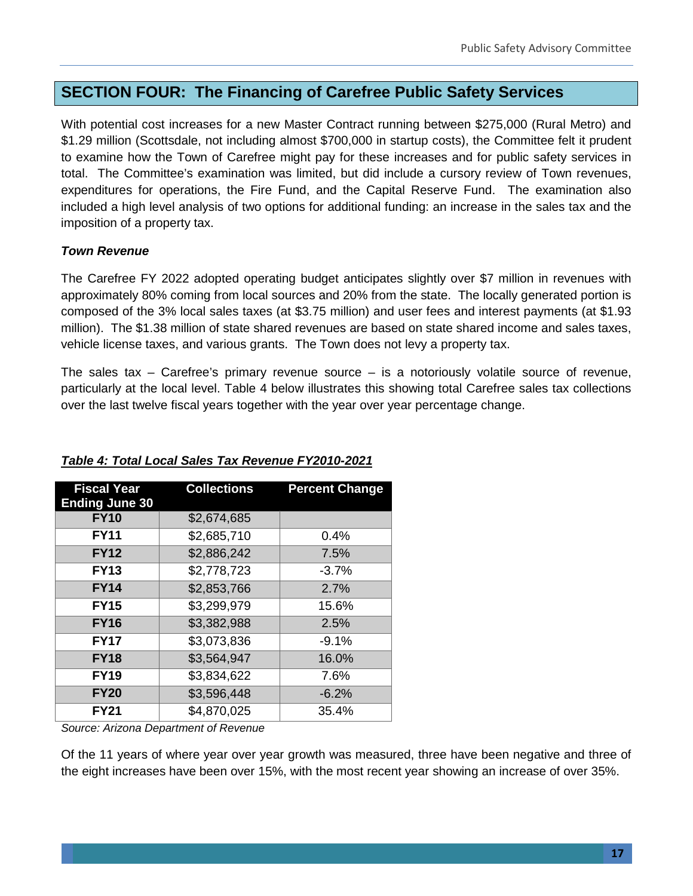## SECTION FOUR: The Financing of Carefree Public Safety Services

With potential cost increases for a new Master Contract running between $275,000 (Rural Metro) and $1.29 million (Scottsdale, not including almost $700,000 in startup costs), the Committee felt it prudent to examine how the Town of Carefree might pay for these increases and for public safety services in total. The Committee's examination was limited, but did include a cursory review of Town revenues, expenditures for operations, the Fire Fund, and the Capital Reserve Fund. The examination also included a high level analysis of two options for additional funding: an increase in the sales tax and the imposition of a property tax.

### *Town Revenue*

The Carefree FY 2022 adopted operating budget anticipates slightly over $7 million in revenues with approximately 80% coming from local sources and 20% from the state. The locally generated portion is composed of the 3% local sales taxes (at $3.75 million) and user fees and interest payments (at $1.93 million). The $1.38 million of state shared revenues are based on state shared income and sales taxes, vehicle license taxes, and various grants. The Town does not levy a property tax.

The sales tax – Carefree's primary revenue source – is a notoriously volatile source of revenue, particularly at the local level. Table 4 below illustrates this showing total Carefree sales tax collections over the last twelve fiscal years together with the year over year percentage change.

***Table 4: Total Local Sales Tax Revenue FY2010-2021***

| Fiscal Year Ending June 30 | Collections | Percent Change |
|---|---|---|
| **FY10** | $2,674,685 | |
| **FY11** | $2,685,710 | 0.4% |
| **FY12** | $2,886,242 | 7.5% |
| **FY13** | $2,778,723 | -3.7% |
| **FY14** | $2,853,766 | 2.7% |
| **FY15** | $3,299,979 | 15.6% |
| **FY16** | $3,382,988 | 2.5% |
| **FY17** | $3,073,836 | -9.1% |
| **FY18** | $3,564,947 | 16.0% |
| **FY19** | $3,834,622 | 7.6% |
| **FY20** | $3,596,448 | -6.2% |
| **FY21** | $4,870,025 | 35.4% |

*Source: Arizona Department of Revenue*

Of the 11 years of where year over year growth was measured, three have been negative and three of the eight increases have been over 15%, with the most recent year showing an increase of over 35%.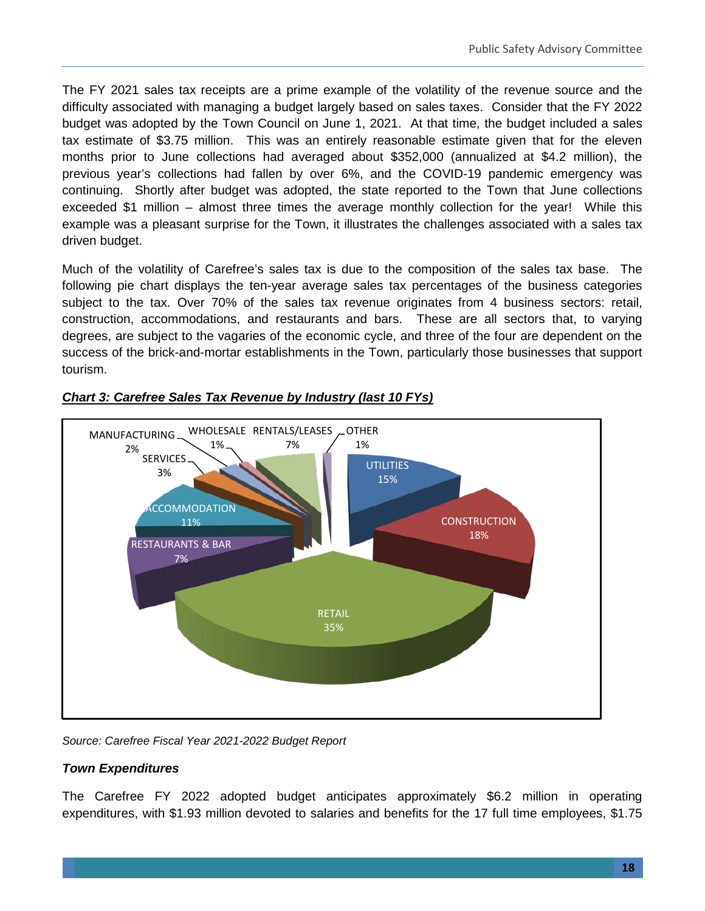The FY 2021 sales tax receipts are a prime example of the volatility of the revenue source and the difficulty associated with managing a budget largely based on sales taxes. Consider that the FY 2022 budget was adopted by the Town Council on June 1, 2021. At that time, the budget included a sales tax estimate of $3.75 million. This was an entirely reasonable estimate given that for the eleven months prior to June collections had averaged about $352,000 (annualized at $4.2 million), the previous year's collections had fallen by over 6%, and the COVID-19 pandemic emergency was continuing. Shortly after budget was adopted, the state reported to the Town that June collections exceeded $1 million – almost three times the average monthly collection for the year! While this example was a pleasant surprise for the Town, it illustrates the challenges associated with a sales tax driven budget.

Much of the volatility of Carefree's sales tax is due to the composition of the sales tax base. The following pie chart displays the ten-year average sales tax percentages of the business categories subject to the tax. Over 70% of the sales tax revenue originates from 4 business sectors: retail, construction, accommodations, and restaurants and bars. These are all sectors that, to varying degrees, are subject to the vagaries of the economic cycle, and three of the four are dependent on the success of the brick-and-mortar establishments in the Town, particularly those businesses that support tourism.

***Chart 3: Carefree Sales Tax Revenue by Industry (last 10 FYs)***

| Industry | Share |
|---|---|
| RETAIL | 35% |
| CONSTRUCTION | 18% |
| UTILITIES | 15% |
| ACCOMMODATION | 11% |
| RESTAURANTS & BAR | 7% |
| RENTALS/LEASES | 7% |
| SERVICES | 3% |
| MANUFACTURING | 2% |
| WHOLESALE | 1% |
| OTHER | 1% |

*Source: Carefree Fiscal Year 2021-2022 Budget Report*

***Town Expenditures***

The Carefree FY 2022 adopted budget anticipates approximately $6.2 million in operating expenditures, with $1.93 million devoted to salaries and benefits for the 17 full time employees, $1.75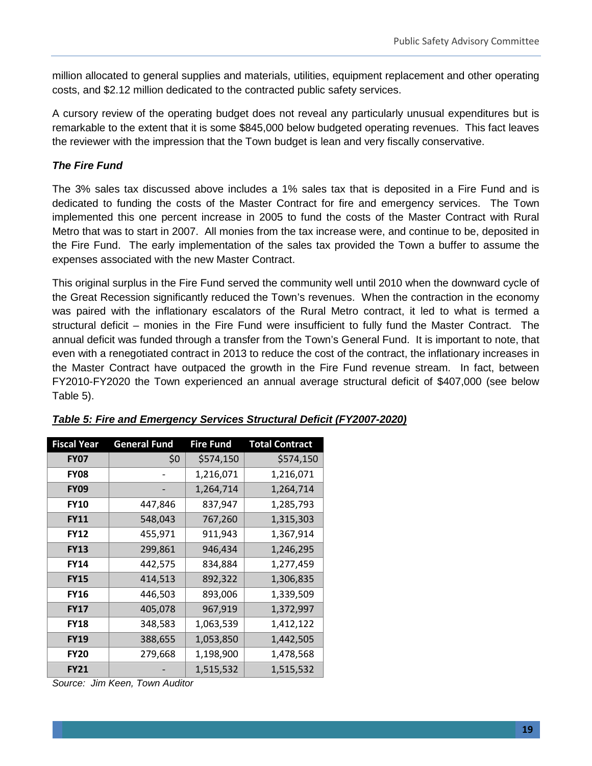million allocated to general supplies and materials, utilities, equipment replacement and other operating costs, and $2.12 million dedicated to the contracted public safety services.

A cursory review of the operating budget does not reveal any particularly unusual expenditures but is remarkable to the extent that it is some $845,000 below budgeted operating revenues. This fact leaves the reviewer with the impression that the Town budget is lean and very fiscally conservative.

***The Fire Fund***

The 3% sales tax discussed above includes a 1% sales tax that is deposited in a Fire Fund and is dedicated to funding the costs of the Master Contract for fire and emergency services. The Town implemented this one percent increase in 2005 to fund the costs of the Master Contract with Rural Metro that was to start in 2007. All monies from the tax increase were, and continue to be, deposited in the Fire Fund. The early implementation of the sales tax provided the Town a buffer to assume the expenses associated with the new Master Contract.

This original surplus in the Fire Fund served the community well until 2010 when the downward cycle of the Great Recession significantly reduced the Town's revenues. When the contraction in the economy was paired with the inflationary escalators of the Rural Metro contract, it led to what is termed a structural deficit – monies in the Fire Fund were insufficient to fully fund the Master Contract. The annual deficit was funded through a transfer from the Town's General Fund. It is important to note, that even with a renegotiated contract in 2013 to reduce the cost of the contract, the inflationary increases in the Master Contract have outpaced the growth in the Fire Fund revenue stream. In fact, between FY2010-FY2020 the Town experienced an annual average structural deficit of $407,000 (see below Table 5).

***Table 5: Fire and Emergency Services Structural Deficit (FY2007-2020)***

| Fiscal Year | General Fund | Fire Fund | Total Contract |
|---|---|---|---|
| **FY07** | $0 | $574,150 | $574,150 |
| **FY08** | - | 1,216,071 | 1,216,071 |
| **FY09** | - | 1,264,714 | 1,264,714 |
| **FY10** | 447,846 | 837,947 | 1,285,793 |
| **FY11** | 548,043 | 767,260 | 1,315,303 |
| **FY12** | 455,971 | 911,943 | 1,367,914 |
| **FY13** | 299,861 | 946,434 | 1,246,295 |
| **FY14** | 442,575 | 834,884 | 1,277,459 |
| **FY15** | 414,513 | 892,322 | 1,306,835 |
| **FY16** | 446,503 | 893,006 | 1,339,509 |
| **FY17** | 405,078 | 967,919 | 1,372,997 |
| **FY18** | 348,583 | 1,063,539 | 1,412,122 |
| **FY19** | 388,655 | 1,053,850 | 1,442,505 |
| **FY20** | 279,668 | 1,198,900 | 1,478,568 |
| **FY21** | - | 1,515,532 | 1,515,532 |

*Source: Jim Keen, Town Auditor*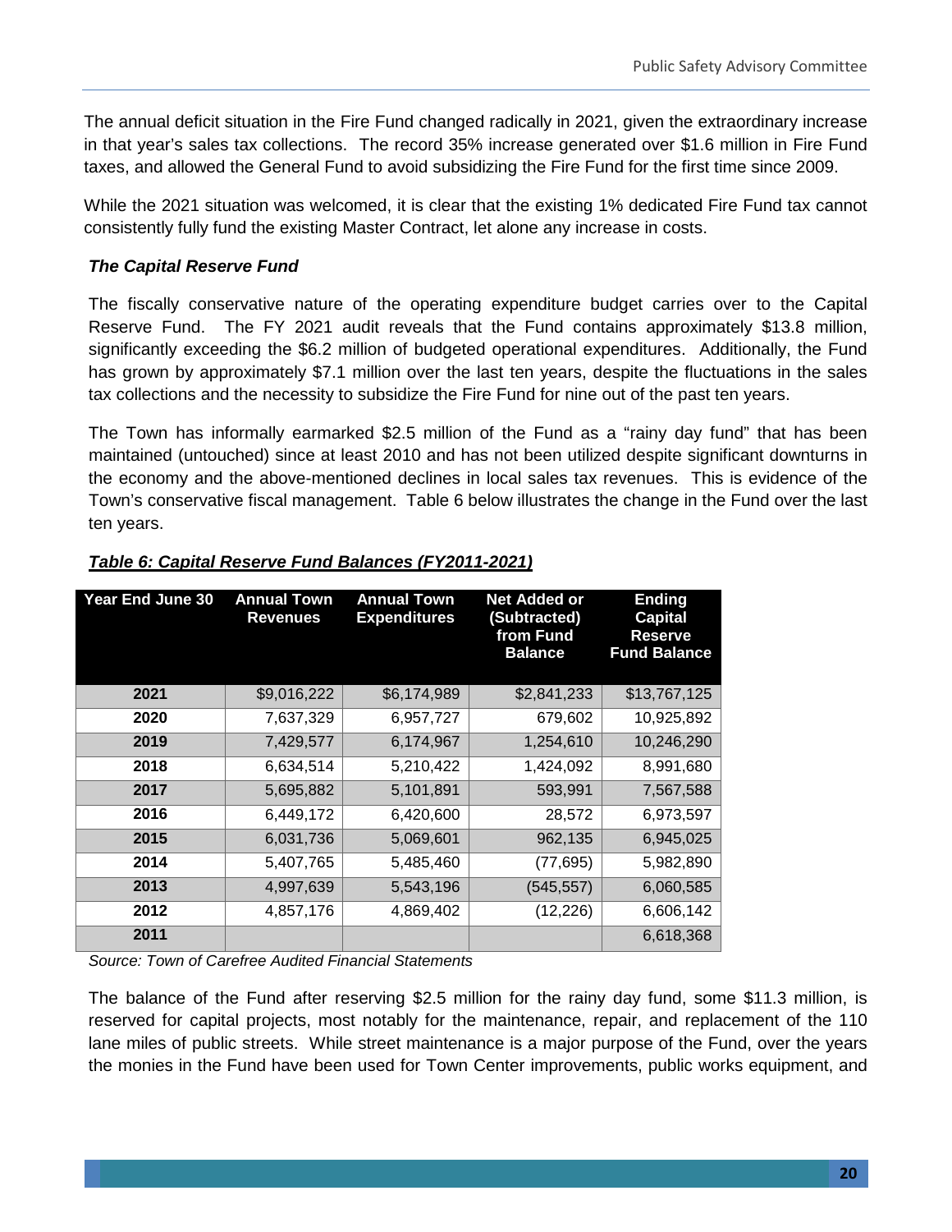The annual deficit situation in the Fire Fund changed radically in 2021, given the extraordinary increase in that year's sales tax collections. The record 35% increase generated over $1.6 million in Fire Fund taxes, and allowed the General Fund to avoid subsidizing the Fire Fund for the first time since 2009.

While the 2021 situation was welcomed, it is clear that the existing 1% dedicated Fire Fund tax cannot consistently fully fund the existing Master Contract, let alone any increase in costs.

### *The Capital Reserve Fund*

The fiscally conservative nature of the operating expenditure budget carries over to the Capital Reserve Fund. The FY 2021 audit reveals that the Fund contains approximately $13.8 million, significantly exceeding the $6.2 million of budgeted operational expenditures. Additionally, the Fund has grown by approximately $7.1 million over the last ten years, despite the fluctuations in the sales tax collections and the necessity to subsidize the Fire Fund for nine out of the past ten years.

The Town has informally earmarked $2.5 million of the Fund as a "rainy day fund" that has been maintained (untouched) since at least 2010 and has not been utilized despite significant downturns in the economy and the above-mentioned declines in local sales tax revenues. This is evidence of the Town's conservative fiscal management. Table 6 below illustrates the change in the Fund over the last ten years.

***Table 6: Capital Reserve Fund Balances (FY2011-2021)***

| Year End June 30 | Annual Town Revenues | Annual Town Expenditures | Net Added or (Subtracted) from Fund Balance | Ending Capital Reserve Fund Balance |
|---|---|---|---|---|
| 2021 | $9,016,222 | $6,174,989 | $2,841,233 | $13,767,125 |
| 2020 | 7,637,329 | 6,957,727 | 679,602 | 10,925,892 |
| 2019 | 7,429,577 | 6,174,967 | 1,254,610 | 10,246,290 |
| 2018 | 6,634,514 | 5,210,422 | 1,424,092 | 8,991,680 |
| 2017 | 5,695,882 | 5,101,891 | 593,991 | 7,567,588 |
| 2016 | 6,449,172 | 6,420,600 | 28,572 | 6,973,597 |
| 2015 | 6,031,736 | 5,069,601 | 962,135 | 6,945,025 |
| 2014 | 5,407,765 | 5,485,460 | (77,695) | 5,982,890 |
| 2013 | 4,997,639 | 5,543,196 | (545,557) | 6,060,585 |
| 2012 | 4,857,176 | 4,869,402 | (12,226) | 6,606,142 |
| 2011 | | | | 6,618,368 |

*Source: Town of Carefree Audited Financial Statements*

The balance of the Fund after reserving $2.5 million for the rainy day fund, some $11.3 million, is reserved for capital projects, most notably for the maintenance, repair, and replacement of the 110 lane miles of public streets. While street maintenance is a major purpose of the Fund, over the years the monies in the Fund have been used for Town Center improvements, public works equipment, and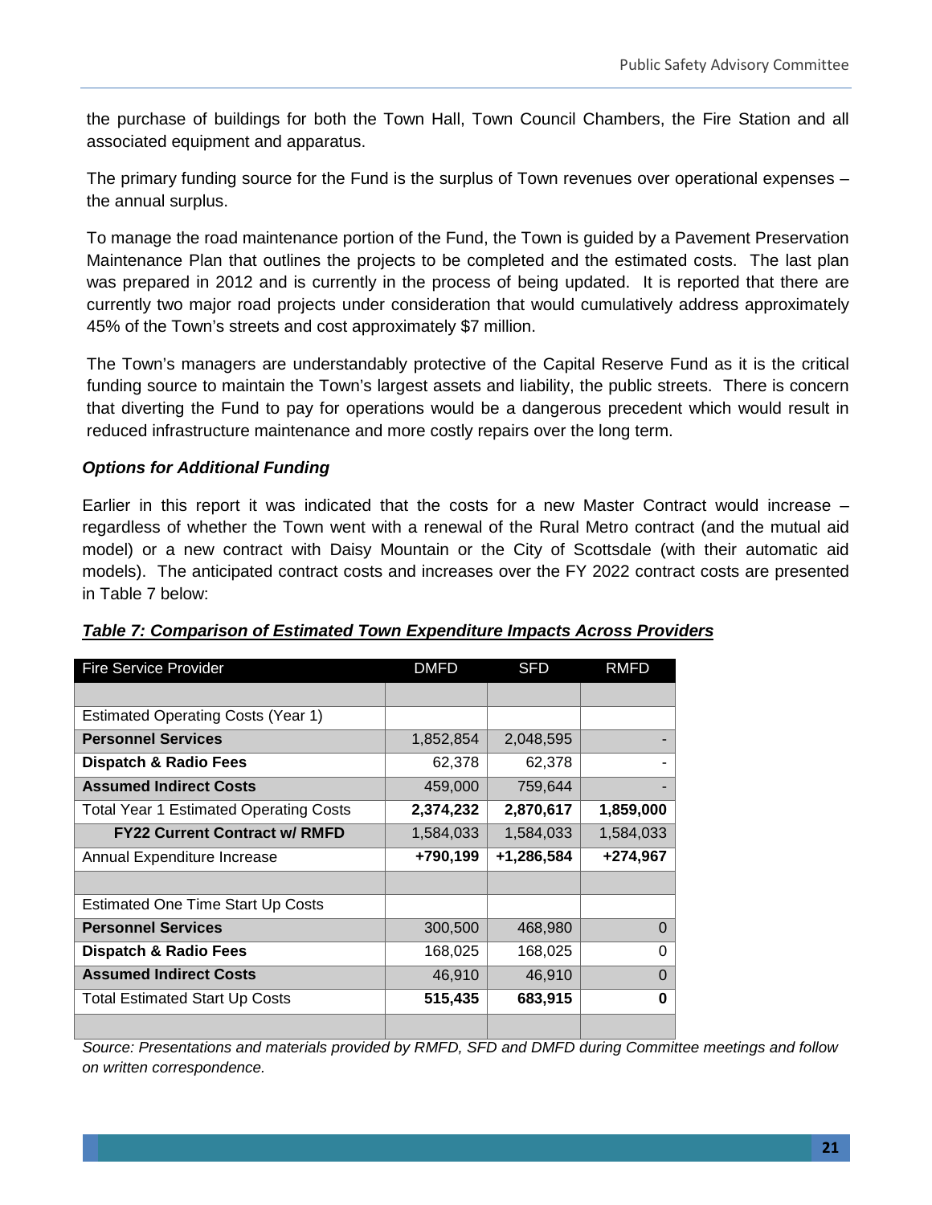the purchase of buildings for both the Town Hall, Town Council Chambers, the Fire Station and all associated equipment and apparatus.

The primary funding source for the Fund is the surplus of Town revenues over operational expenses – the annual surplus.

To manage the road maintenance portion of the Fund, the Town is guided by a Pavement Preservation Maintenance Plan that outlines the projects to be completed and the estimated costs. The last plan was prepared in 2012 and is currently in the process of being updated. It is reported that there are currently two major road projects under consideration that would cumulatively address approximately 45% of the Town's streets and cost approximately $7 million.

The Town's managers are understandably protective of the Capital Reserve Fund as it is the critical funding source to maintain the Town's largest assets and liability, the public streets. There is concern that diverting the Fund to pay for operations would be a dangerous precedent which would result in reduced infrastructure maintenance and more costly repairs over the long term.

### *Options for Additional Funding*

Earlier in this report it was indicated that the costs for a new Master Contract would increase – regardless of whether the Town went with a renewal of the Rural Metro contract (and the mutual aid model) or a new contract with Daisy Mountain or the City of Scottsdale (with their automatic aid models). The anticipated contract costs and increases over the FY 2022 contract costs are presented in Table 7 below:

***Table 7: Comparison of Estimated Town Expenditure Impacts Across Providers***

| Fire Service Provider | DMFD | SFD | RMFD |
|---|---|---|---|
| | | | |
| Estimated Operating Costs (Year 1) | | | |
| **Personnel Services** | 1,852,854 | 2,048,595 | - |
| **Dispatch & Radio Fees** | 62,378 | 62,378 | - |
| **Assumed Indirect Costs** | 459,000 | 759,644 | - |
| Total Year 1 Estimated Operating Costs | **2,374,232** | **2,870,617** | **1,859,000** |
| **FY22 Current Contract w/ RMFD** | 1,584,033 | 1,584,033 | 1,584,033 |
| Annual Expenditure Increase | **+790,199** | **+1,286,584** | **+274,967** |
| | | | |
| Estimated One Time Start Up Costs | | | |
| **Personnel Services** | 300,500 | 468,980 | 0 |
| **Dispatch & Radio Fees** | 168,025 | 168,025 | 0 |
| **Assumed Indirect Costs** | 46,910 | 46,910 | 0 |
| Total Estimated Start Up Costs | **515,435** | **683,915** | **0** |
| | | | |

*Source: Presentations and materials provided by RMFD, SFD and DMFD during Committee meetings and follow on written correspondence.*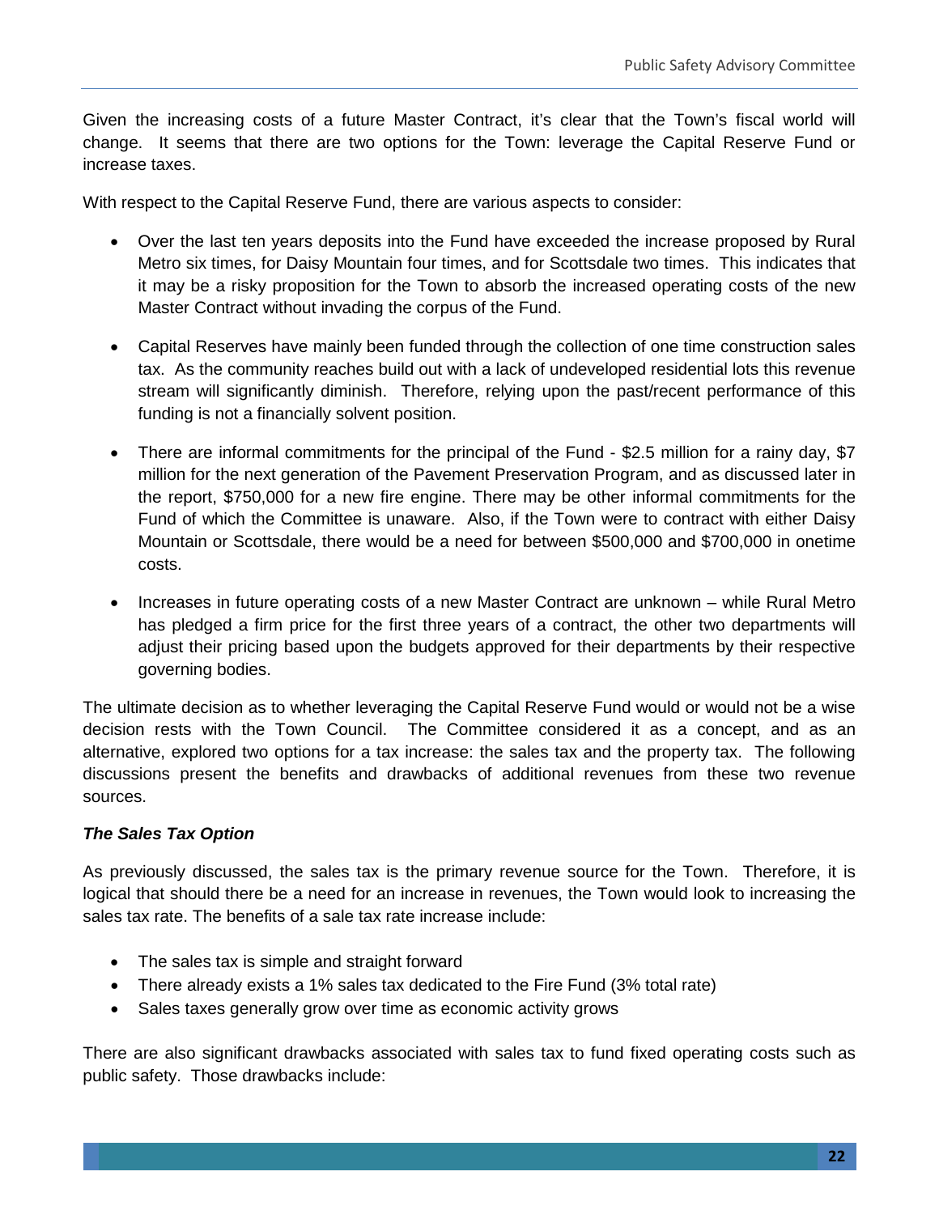Given the increasing costs of a future Master Contract, it's clear that the Town's fiscal world will change. It seems that there are two options for the Town: leverage the Capital Reserve Fund or increase taxes.

With respect to the Capital Reserve Fund, there are various aspects to consider:

- Over the last ten years deposits into the Fund have exceeded the increase proposed by Rural Metro six times, for Daisy Mountain four times, and for Scottsdale two times. This indicates that it may be a risky proposition for the Town to absorb the increased operating costs of the new Master Contract without invading the corpus of the Fund.
- Capital Reserves have mainly been funded through the collection of one time construction sales tax. As the community reaches build out with a lack of undeveloped residential lots this revenue stream will significantly diminish. Therefore, relying upon the past/recent performance of this funding is not a financially solvent position.
- There are informal commitments for the principal of the Fund - $2.5 million for a rainy day, $7 million for the next generation of the Pavement Preservation Program, and as discussed later in the report, $750,000 for a new fire engine. There may be other informal commitments for the Fund of which the Committee is unaware. Also, if the Town were to contract with either Daisy Mountain or Scottsdale, there would be a need for between $500,000 and $700,000 in onetime costs.
- Increases in future operating costs of a new Master Contract are unknown – while Rural Metro has pledged a firm price for the first three years of a contract, the other two departments will adjust their pricing based upon the budgets approved for their departments by their respective governing bodies.

The ultimate decision as to whether leveraging the Capital Reserve Fund would or would not be a wise decision rests with the Town Council. The Committee considered it as a concept, and as an alternative, explored two options for a tax increase: the sales tax and the property tax. The following discussions present the benefits and drawbacks of additional revenues from these two revenue sources.

***The Sales Tax Option***

As previously discussed, the sales tax is the primary revenue source for the Town. Therefore, it is logical that should there be a need for an increase in revenues, the Town would look to increasing the sales tax rate. The benefits of a sale tax rate increase include:

- The sales tax is simple and straight forward
- There already exists a 1% sales tax dedicated to the Fire Fund (3% total rate)
- Sales taxes generally grow over time as economic activity grows

There are also significant drawbacks associated with sales tax to fund fixed operating costs such as public safety. Those drawbacks include: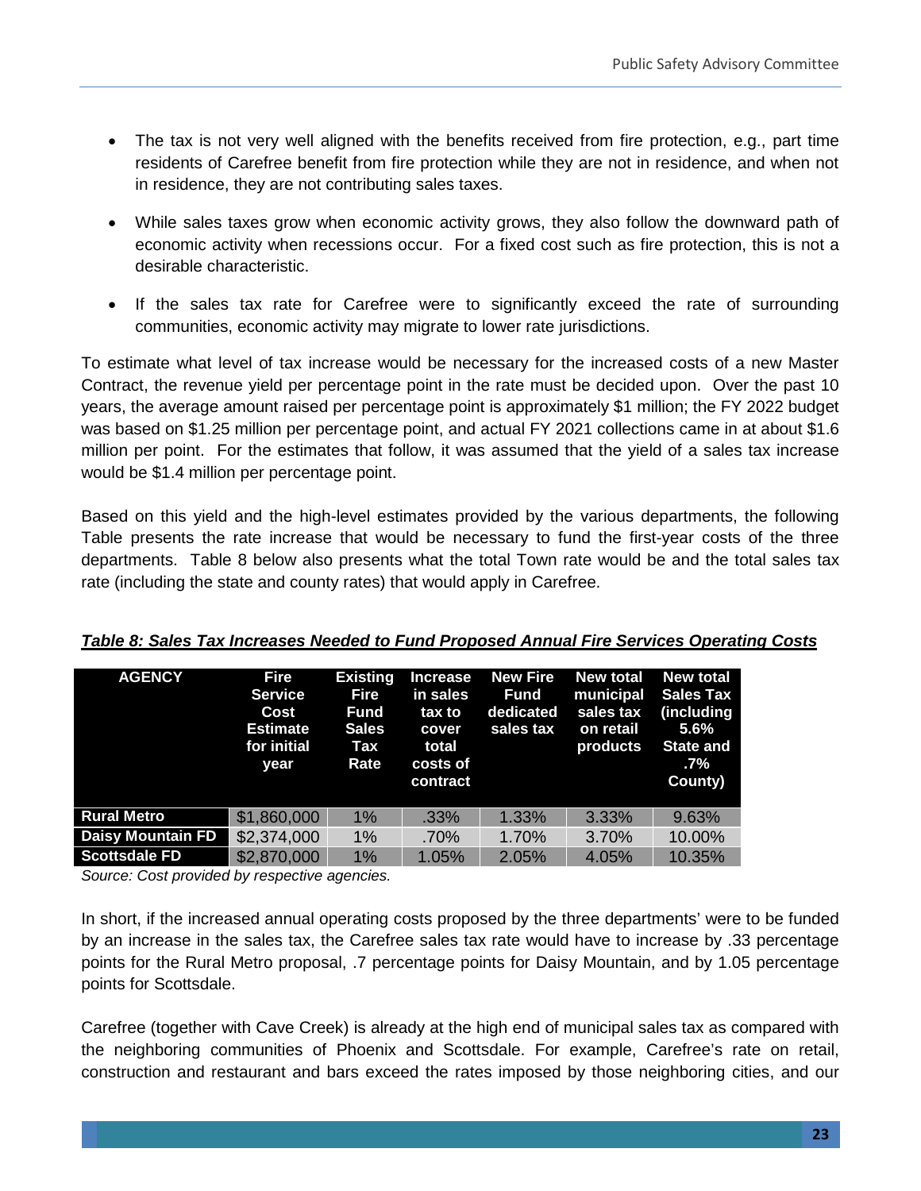- The tax is not very well aligned with the benefits received from fire protection, e.g., part time residents of Carefree benefit from fire protection while they are not in residence, and when not in residence, they are not contributing sales taxes.

- While sales taxes grow when economic activity grows, they also follow the downward path of economic activity when recessions occur. For a fixed cost such as fire protection, this is not a desirable characteristic.

- If the sales tax rate for Carefree were to significantly exceed the rate of surrounding communities, economic activity may migrate to lower rate jurisdictions.

To estimate what level of tax increase would be necessary for the increased costs of a new Master Contract, the revenue yield per percentage point in the rate must be decided upon. Over the past 10 years, the average amount raised per percentage point is approximately $1 million; the FY 2022 budget was based on $1.25 million per percentage point, and actual FY 2021 collections came in at about $1.6 million per point. For the estimates that follow, it was assumed that the yield of a sales tax increase would be $1.4 million per percentage point.

Based on this yield and the high-level estimates provided by the various departments, the following Table presents the rate increase that would be necessary to fund the first-year costs of the three departments. Table 8 below also presents what the total Town rate would be and the total sales tax rate (including the state and county rates) that would apply in Carefree.

***Table 8: Sales Tax Increases Needed to Fund Proposed Annual Fire Services Operating Costs***

| AGENCY | Fire Service Cost Estimate for initial year | Existing Fire Fund Sales Tax Rate | Increase in sales tax to cover total costs of contract | New Fire Fund dedicated sales tax | New total municipal sales tax on retail products | New total Sales Tax (including 5.6% State and .7% County) |
|---|---|---|---|---|---|---|
| Rural Metro | $1,860,000 | 1% | .33% | 1.33% | 3.33% | 9.63% |
| Daisy Mountain FD | $2,374,000 | 1% | .70% | 1.70% | 3.70% | 10.00% |
| Scottsdale FD | $2,870,000 | 1% | 1.05% | 2.05% | 4.05% | 10.35% |

*Source: Cost provided by respective agencies.*

In short, if the increased annual operating costs proposed by the three departments' were to be funded by an increase in the sales tax, the Carefree sales tax rate would have to increase by .33 percentage points for the Rural Metro proposal, .7 percentage points for Daisy Mountain, and by 1.05 percentage points for Scottsdale.

Carefree (together with Cave Creek) is already at the high end of municipal sales tax as compared with the neighboring communities of Phoenix and Scottsdale. For example, Carefree's rate on retail, construction and restaurant and bars exceed the rates imposed by those neighboring cities, and our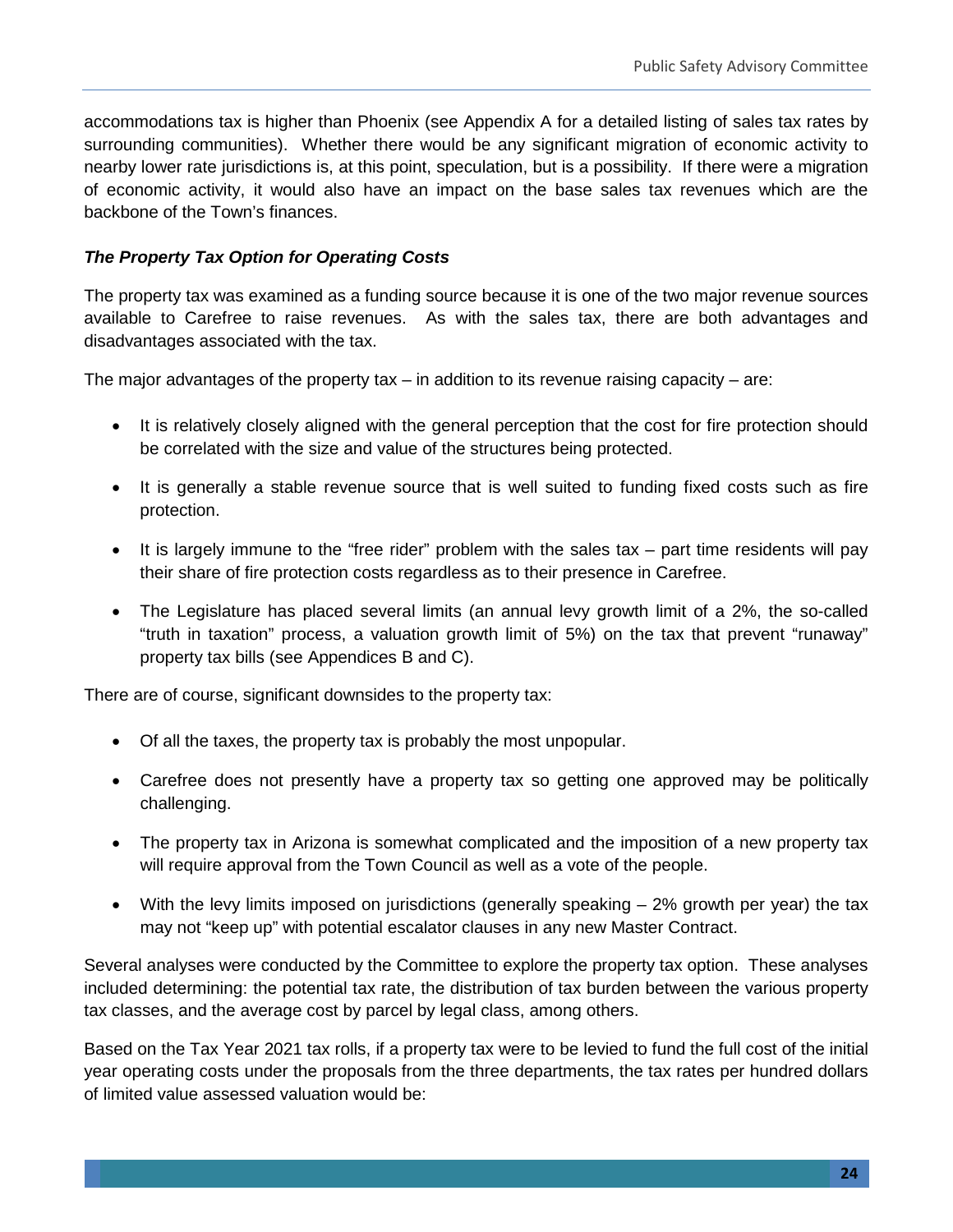accommodations tax is higher than Phoenix (see Appendix A for a detailed listing of sales tax rates by surrounding communities). Whether there would be any significant migration of economic activity to nearby lower rate jurisdictions is, at this point, speculation, but is a possibility. If there were a migration of economic activity, it would also have an impact on the base sales tax revenues which are the backbone of the Town's finances.

***The Property Tax Option for Operating Costs***

The property tax was examined as a funding source because it is one of the two major revenue sources available to Carefree to raise revenues. As with the sales tax, there are both advantages and disadvantages associated with the tax.

The major advantages of the property tax – in addition to its revenue raising capacity – are:

- It is relatively closely aligned with the general perception that the cost for fire protection should be correlated with the size and value of the structures being protected.
- It is generally a stable revenue source that is well suited to funding fixed costs such as fire protection.
- It is largely immune to the "free rider" problem with the sales tax – part time residents will pay their share of fire protection costs regardless as to their presence in Carefree.
- The Legislature has placed several limits (an annual levy growth limit of a 2%, the so-called "truth in taxation" process, a valuation growth limit of 5%) on the tax that prevent "runaway" property tax bills (see Appendices B and C).

There are of course, significant downsides to the property tax:

- Of all the taxes, the property tax is probably the most unpopular.
- Carefree does not presently have a property tax so getting one approved may be politically challenging.
- The property tax in Arizona is somewhat complicated and the imposition of a new property tax will require approval from the Town Council as well as a vote of the people.
- With the levy limits imposed on jurisdictions (generally speaking – 2% growth per year) the tax may not "keep up" with potential escalator clauses in any new Master Contract.

Several analyses were conducted by the Committee to explore the property tax option. These analyses included determining: the potential tax rate, the distribution of tax burden between the various property tax classes, and the average cost by parcel by legal class, among others.

Based on the Tax Year 2021 tax rolls, if a property tax were to be levied to fund the full cost of the initial year operating costs under the proposals from the three departments, the tax rates per hundred dollars of limited value assessed valuation would be: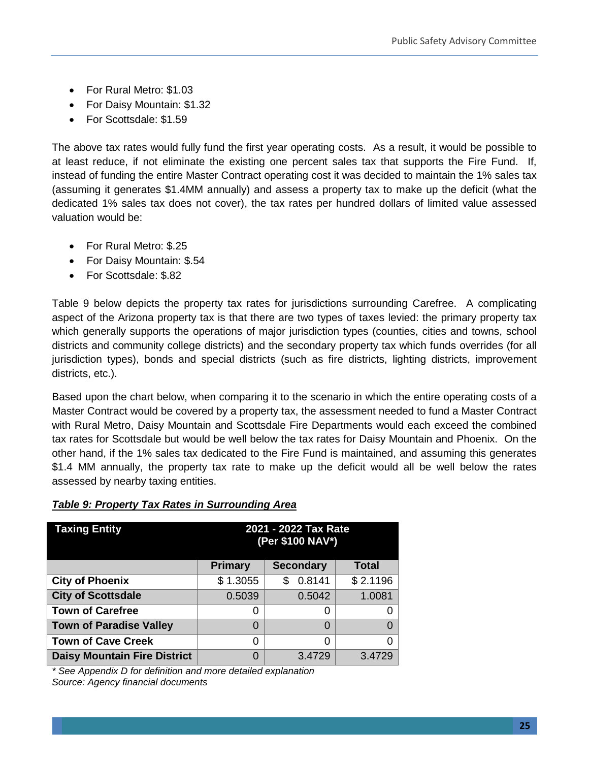- For Rural Metro: $1.03
- For Daisy Mountain: $1.32
- For Scottsdale: $1.59

The above tax rates would fully fund the first year operating costs. As a result, it would be possible to at least reduce, if not eliminate the existing one percent sales tax that supports the Fire Fund. If, instead of funding the entire Master Contract operating cost it was decided to maintain the 1% sales tax (assuming it generates $1.4MM annually) and assess a property tax to make up the deficit (what the dedicated 1% sales tax does not cover), the tax rates per hundred dollars of limited value assessed valuation would be:

- For Rural Metro: $.25
- For Daisy Mountain: $.54
- For Scottsdale: $.82

Table 9 below depicts the property tax rates for jurisdictions surrounding Carefree. A complicating aspect of the Arizona property tax is that there are two types of taxes levied: the primary property tax which generally supports the operations of major jurisdiction types (counties, cities and towns, school districts and community college districts) and the secondary property tax which funds overrides (for all jurisdiction types), bonds and special districts (such as fire districts, lighting districts, improvement districts, etc.).

Based upon the chart below, when comparing it to the scenario in which the entire operating costs of a Master Contract would be covered by a property tax, the assessment needed to fund a Master Contract with Rural Metro, Daisy Mountain and Scottsdale Fire Departments would each exceed the combined tax rates for Scottsdale but would be well below the tax rates for Daisy Mountain and Phoenix. On the other hand, if the 1% sales tax dedicated to the Fire Fund is maintained, and assuming this generates $1.4 MM annually, the property tax rate to make up the deficit would all be well below the rates assessed by nearby taxing entities.

***Table 9: Property Tax Rates in Surrounding Area***

| Taxing Entity | 2021 - 2022 Tax Rate (Per $100 NAV*) | | |
|---|---|---|---|
| | Primary | Secondary | Total |
| **City of Phoenix** | $ 1.3055 | $ 0.8141 | $ 2.1196 |
| **City of Scottsdale** | 0.5039 | 0.5042 | 1.0081 |
| **Town of Carefree** | 0 | 0 | 0 |
| **Town of Paradise Valley** | 0 | 0 | 0 |
| **Town of Cave Creek** | 0 | 0 | 0 |
| **Daisy Mountain Fire District** | 0 | 3.4729 | 3.4729 |

*\* See Appendix D for definition and more detailed explanation*
*Source: Agency financial documents*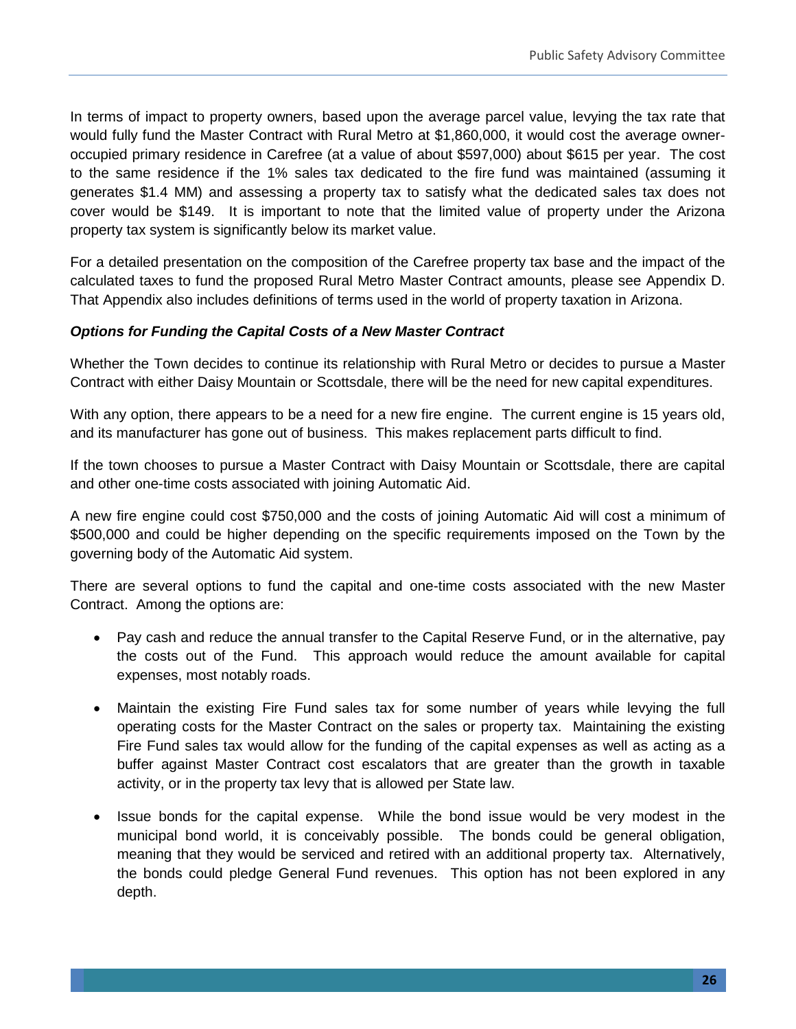In terms of impact to property owners, based upon the average parcel value, levying the tax rate that would fully fund the Master Contract with Rural Metro at $1,860,000, it would cost the average owner-occupied primary residence in Carefree (at a value of about $597,000) about $615 per year. The cost to the same residence if the 1% sales tax dedicated to the fire fund was maintained (assuming it generates $1.4 MM) and assessing a property tax to satisfy what the dedicated sales tax does not cover would be $149. It is important to note that the limited value of property under the Arizona property tax system is significantly below its market value.

For a detailed presentation on the composition of the Carefree property tax base and the impact of the calculated taxes to fund the proposed Rural Metro Master Contract amounts, please see Appendix D. That Appendix also includes definitions of terms used in the world of property taxation in Arizona.

***Options for Funding the Capital Costs of a New Master Contract***

Whether the Town decides to continue its relationship with Rural Metro or decides to pursue a Master Contract with either Daisy Mountain or Scottsdale, there will be the need for new capital expenditures.

With any option, there appears to be a need for a new fire engine. The current engine is 15 years old, and its manufacturer has gone out of business. This makes replacement parts difficult to find.

If the town chooses to pursue a Master Contract with Daisy Mountain or Scottsdale, there are capital and other one-time costs associated with joining Automatic Aid.

A new fire engine could cost $750,000 and the costs of joining Automatic Aid will cost a minimum of $500,000 and could be higher depending on the specific requirements imposed on the Town by the governing body of the Automatic Aid system.

There are several options to fund the capital and one-time costs associated with the new Master Contract. Among the options are:

- Pay cash and reduce the annual transfer to the Capital Reserve Fund, or in the alternative, pay the costs out of the Fund. This approach would reduce the amount available for capital expenses, most notably roads.
- Maintain the existing Fire Fund sales tax for some number of years while levying the full operating costs for the Master Contract on the sales or property tax. Maintaining the existing Fire Fund sales tax would allow for the funding of the capital expenses as well as acting as a buffer against Master Contract cost escalators that are greater than the growth in taxable activity, or in the property tax levy that is allowed per State law.
- Issue bonds for the capital expense. While the bond issue would be very modest in the municipal bond world, it is conceivably possible. The bonds could be general obligation, meaning that they would be serviced and retired with an additional property tax. Alternatively, the bonds could pledge General Fund revenues. This option has not been explored in any depth.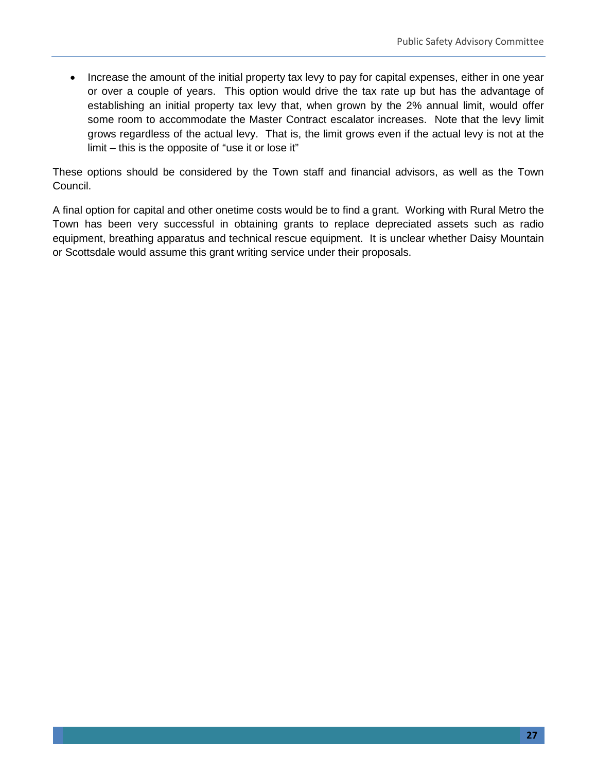- Increase the amount of the initial property tax levy to pay for capital expenses, either in one year or over a couple of years. This option would drive the tax rate up but has the advantage of establishing an initial property tax levy that, when grown by the 2% annual limit, would offer some room to accommodate the Master Contract escalator increases. Note that the levy limit grows regardless of the actual levy. That is, the limit grows even if the actual levy is not at the limit – this is the opposite of "use it or lose it"

These options should be considered by the Town staff and financial advisors, as well as the Town Council.

A final option for capital and other onetime costs would be to find a grant. Working with Rural Metro the Town has been very successful in obtaining grants to replace depreciated assets such as radio equipment, breathing apparatus and technical rescue equipment. It is unclear whether Daisy Mountain or Scottsdale would assume this grant writing service under their proposals.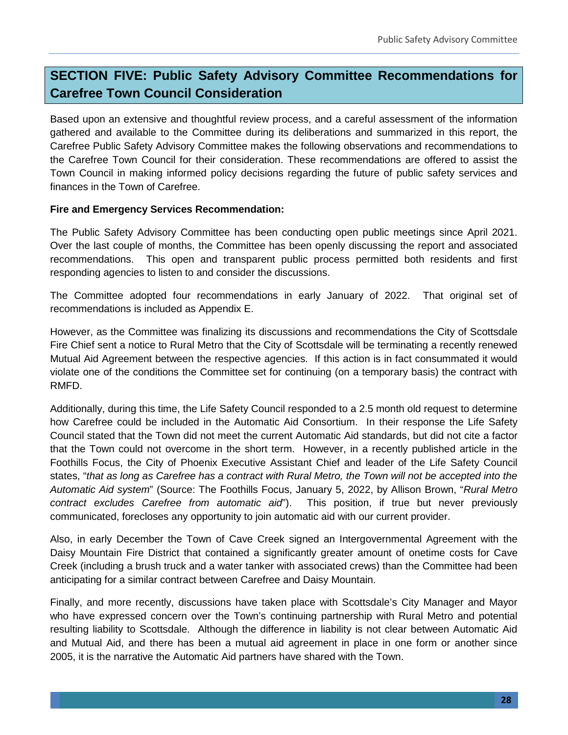## SECTION FIVE: Public Safety Advisory Committee Recommendations for Carefree Town Council Consideration

Based upon an extensive and thoughtful review process, and a careful assessment of the information gathered and available to the Committee during its deliberations and summarized in this report, the Carefree Public Safety Advisory Committee makes the following observations and recommendations to the Carefree Town Council for their consideration. These recommendations are offered to assist the Town Council in making informed policy decisions regarding the future of public safety services and finances in the Town of Carefree.

**Fire and Emergency Services Recommendation:**

The Public Safety Advisory Committee has been conducting open public meetings since April 2021. Over the last couple of months, the Committee has been openly discussing the report and associated recommendations. This open and transparent public process permitted both residents and first responding agencies to listen to and consider the discussions.

The Committee adopted four recommendations in early January of 2022. That original set of recommendations is included as Appendix E.

However, as the Committee was finalizing its discussions and recommendations the City of Scottsdale Fire Chief sent a notice to Rural Metro that the City of Scottsdale will be terminating a recently renewed Mutual Aid Agreement between the respective agencies. If this action is in fact consummated it would violate one of the conditions the Committee set for continuing (on a temporary basis) the contract with RMFD.

Additionally, during this time, the Life Safety Council responded to a 2.5 month old request to determine how Carefree could be included in the Automatic Aid Consortium. In their response the Life Safety Council stated that the Town did not meet the current Automatic Aid standards, but did not cite a factor that the Town could not overcome in the short term. However, in a recently published article in the Foothills Focus, the City of Phoenix Executive Assistant Chief and leader of the Life Safety Council states, "*that as long as Carefree has a contract with Rural Metro, the Town will not be accepted into the Automatic Aid system*" (Source: The Foothills Focus, January 5, 2022, by Allison Brown, "*Rural Metro contract excludes Carefree from automatic aid*"). This position, if true but never previously communicated, forecloses any opportunity to join automatic aid with our current provider.

Also, in early December the Town of Cave Creek signed an Intergovernmental Agreement with the Daisy Mountain Fire District that contained a significantly greater amount of onetime costs for Cave Creek (including a brush truck and a water tanker with associated crews) than the Committee had been anticipating for a similar contract between Carefree and Daisy Mountain.

Finally, and more recently, discussions have taken place with Scottsdale's City Manager and Mayor who have expressed concern over the Town's continuing partnership with Rural Metro and potential resulting liability to Scottsdale. Although the difference in liability is not clear between Automatic Aid and Mutual Aid, and there has been a mutual aid agreement in place in one form or another since 2005, it is the narrative the Automatic Aid partners have shared with the Town.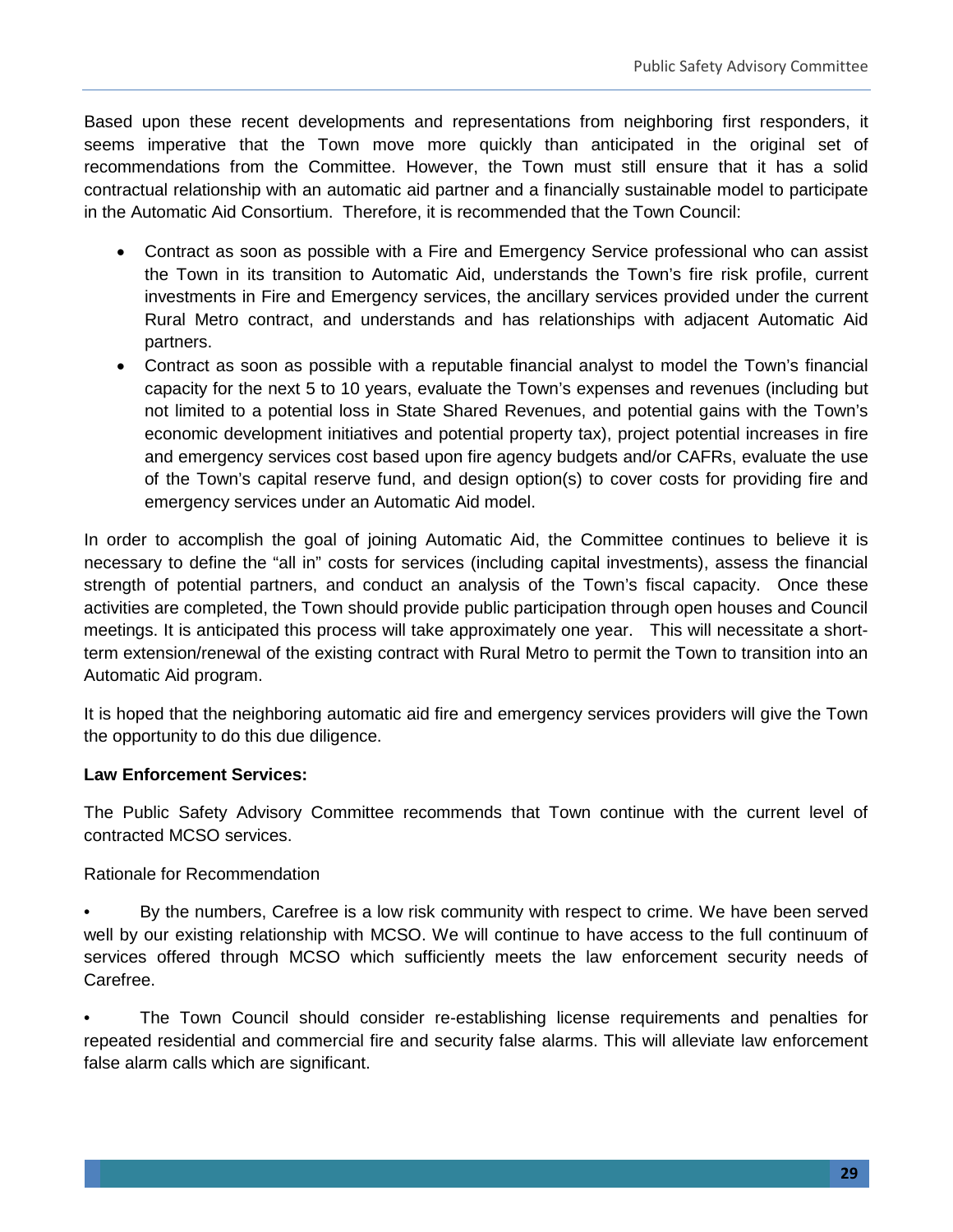Based upon these recent developments and representations from neighboring first responders, it seems imperative that the Town move more quickly than anticipated in the original set of recommendations from the Committee. However, the Town must still ensure that it has a solid contractual relationship with an automatic aid partner and a financially sustainable model to participate in the Automatic Aid Consortium. Therefore, it is recommended that the Town Council:

- Contract as soon as possible with a Fire and Emergency Service professional who can assist the Town in its transition to Automatic Aid, understands the Town's fire risk profile, current investments in Fire and Emergency services, the ancillary services provided under the current Rural Metro contract, and understands and has relationships with adjacent Automatic Aid partners.
- Contract as soon as possible with a reputable financial analyst to model the Town's financial capacity for the next 5 to 10 years, evaluate the Town's expenses and revenues (including but not limited to a potential loss in State Shared Revenues, and potential gains with the Town's economic development initiatives and potential property tax), project potential increases in fire and emergency services cost based upon fire agency budgets and/or CAFRs, evaluate the use of the Town's capital reserve fund, and design option(s) to cover costs for providing fire and emergency services under an Automatic Aid model.

In order to accomplish the goal of joining Automatic Aid, the Committee continues to believe it is necessary to define the "all in" costs for services (including capital investments), assess the financial strength of potential partners, and conduct an analysis of the Town's fiscal capacity. Once these activities are completed, the Town should provide public participation through open houses and Council meetings. It is anticipated this process will take approximately one year. This will necessitate a short-term extension/renewal of the existing contract with Rural Metro to permit the Town to transition into an Automatic Aid program.

It is hoped that the neighboring automatic aid fire and emergency services providers will give the Town the opportunity to do this due diligence.

**Law Enforcement Services:**

The Public Safety Advisory Committee recommends that Town continue with the current level of contracted MCSO services.

Rationale for Recommendation

- By the numbers, Carefree is a low risk community with respect to crime. We have been served well by our existing relationship with MCSO. We will continue to have access to the full continuum of services offered through MCSO which sufficiently meets the law enforcement security needs of Carefree.
- The Town Council should consider re-establishing license requirements and penalties for repeated residential and commercial fire and security false alarms. This will alleviate law enforcement false alarm calls which are significant.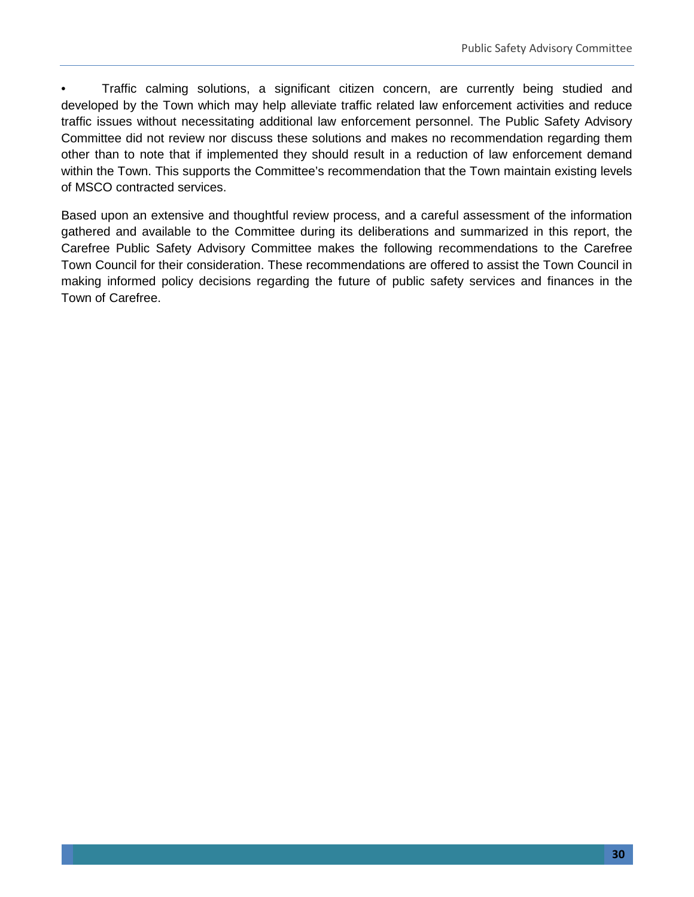- Traffic calming solutions, a significant citizen concern, are currently being studied and developed by the Town which may help alleviate traffic related law enforcement activities and reduce traffic issues without necessitating additional law enforcement personnel. The Public Safety Advisory Committee did not review nor discuss these solutions and makes no recommendation regarding them other than to note that if implemented they should result in a reduction of law enforcement demand within the Town. This supports the Committee's recommendation that the Town maintain existing levels of MSCO contracted services.

Based upon an extensive and thoughtful review process, and a careful assessment of the information gathered and available to the Committee during its deliberations and summarized in this report, the Carefree Public Safety Advisory Committee makes the following recommendations to the Carefree Town Council for their consideration. These recommendations are offered to assist the Town Council in making informed policy decisions regarding the future of public safety services and finances in the Town of Carefree.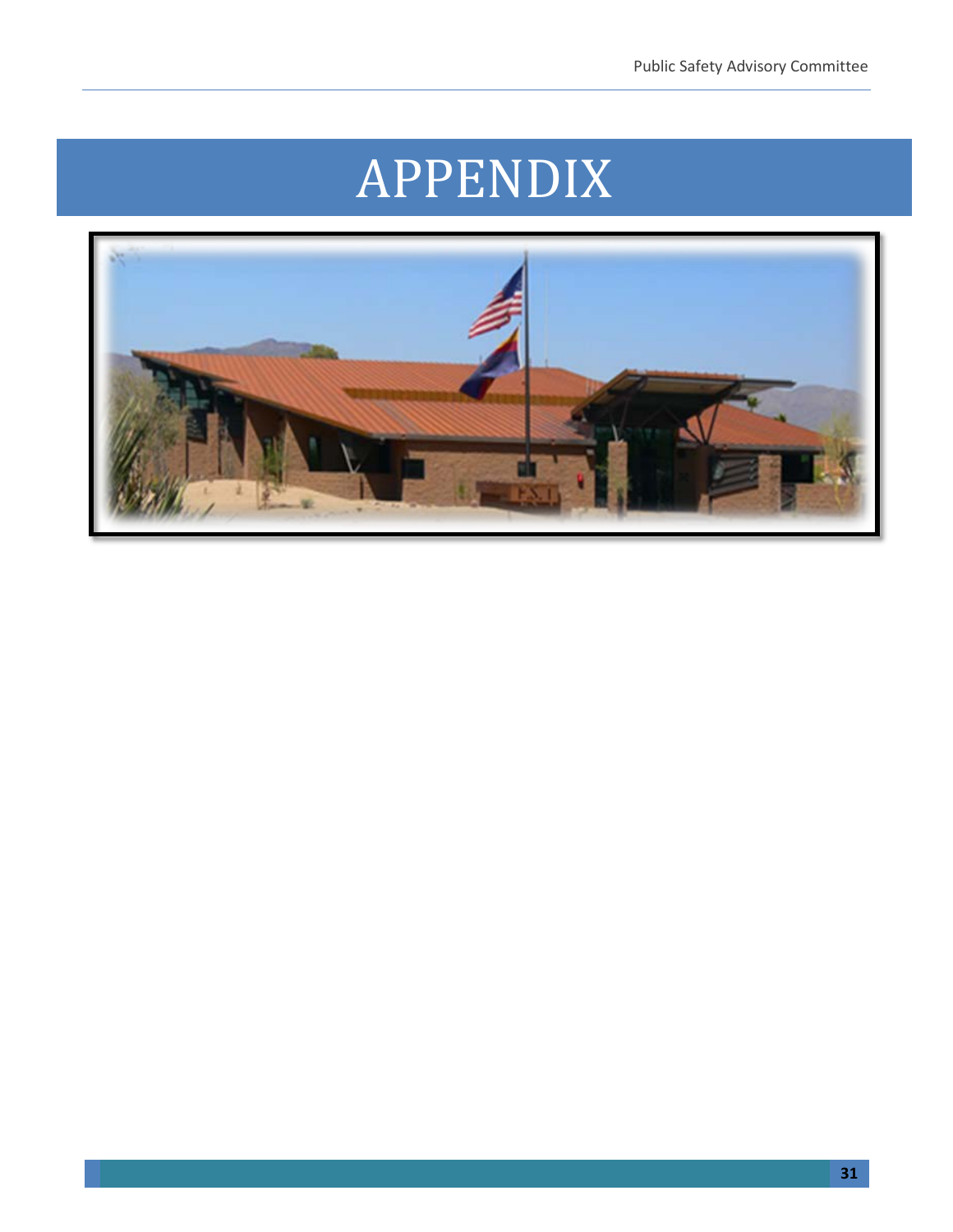# APPENDIX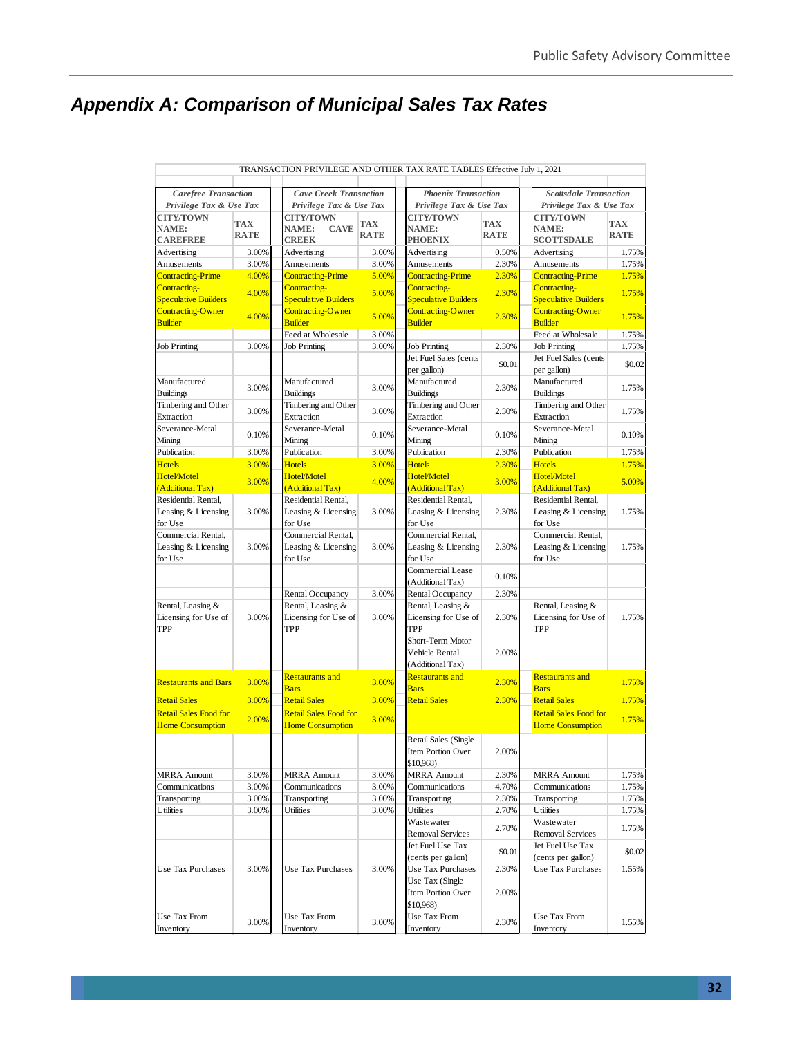# Appendix A: Comparison of Municipal Sales Tax Rates

TRANSACTION PRIVILEGE AND OTHER TAX RATE TABLES Effective July 1, 2021

| *Carefree Transaction Privilege Tax & Use Tax* | | *Cave Creek Transaction Privilege Tax & Use Tax* | | *Phoenix Transaction Privilege Tax & Use Tax* | | *Scottsdale Transaction Privilege Tax & Use Tax* | |
|---|---|---|---|---|---|---|---|
| **CITY/TOWN NAME: CAREFREE** | **TAX RATE** | **CITY/TOWN NAME: CAVE CREEK** | **TAX RATE** | **CITY/TOWN NAME: PHOENIX** | **TAX RATE** | **CITY/TOWN NAME: SCOTTSDALE** | **TAX RATE** |
| Advertising | 3.00% | Advertising | 3.00% | Advertising | 0.50% | Advertising | 1.75% |
| Amusements | 3.00% | Amusements | 3.00% | Amusements | 2.30% | Amusements | 1.75% |
| Contracting-Prime | 4.00% | Contracting-Prime | 5.00% | Contracting-Prime | 2.30% | Contracting-Prime | 1.75% |
| Contracting-Speculative Builders | 4.00% | Contracting-Speculative Builders | 5.00% | Contracting-Speculative Builders | 2.30% | Contracting-Speculative Builders | 1.75% |
| Contracting-Owner Builder | 4.00% | Contracting-Owner Builder | 5.00% | Contracting-Owner Builder | 2.30% | Contracting-Owner Builder | 1.75% |
| | | Feed at Wholesale | 3.00% | | | Feed at Wholesale | 1.75% |
| Job Printing | 3.00% | Job Printing | 3.00% | Job Printing | 2.30% | Job Printing | 1.75% |
| | | | | Jet Fuel Sales (cents per gallon) | $0.01 | Jet Fuel Sales (cents per gallon) | $0.02 |
| Manufactured Buildings | 3.00% | Manufactured Buildings | 3.00% | Manufactured Buildings | 2.30% | Manufactured Buildings | 1.75% |
| Timbering and Other Extraction | 3.00% | Timbering and Other Extraction | 3.00% | Timbering and Other Extraction | 2.30% | Timbering and Other Extraction | 1.75% |
| Severance-Metal Mining | 0.10% | Severance-Metal Mining | 0.10% | Severance-Metal Mining | 0.10% | Severance-Metal Mining | 0.10% |
| Publication | 3.00% | Publication | 3.00% | Publication | 2.30% | Publication | 1.75% |
| Hotels | 3.00% | Hotels | 3.00% | Hotels | 2.30% | Hotels | 1.75% |
| Hotel/Motel (Additional Tax) | 3.00% | Hotel/Motel (Additional Tax) | 4.00% | Hotel/Motel (Additional Tax) | 3.00% | Hotel/Motel (Additional Tax) | 5.00% |
| Residential Rental, Leasing & Licensing for Use | 3.00% | Residential Rental, Leasing & Licensing for Use | 3.00% | Residential Rental, Leasing & Licensing for Use | 2.30% | Residential Rental, Leasing & Licensing for Use | 1.75% |
| Commercial Rental, Leasing & Licensing for Use | 3.00% | Commercial Rental, Leasing & Licensing for Use | 3.00% | Commercial Rental, Leasing & Licensing for Use | 2.30% | Commercial Rental, Leasing & Licensing for Use | 1.75% |
| | | | | Commercial Lease (Additional Tax) | 0.10% | | |
| | | Rental Occupancy | 3.00% | Rental Occupancy | 2.30% | | |
| Rental, Leasing & Licensing for Use of TPP | 3.00% | Rental, Leasing & Licensing for Use of TPP | 3.00% | Rental, Leasing & Licensing for Use of TPP | 2.30% | Rental, Leasing & Licensing for Use of TPP | 1.75% |
| | | | | Short-Term Motor Vehicle Rental (Additional Tax) | 2.00% | | |
| Restaurants and Bars | 3.00% | Restaurants and Bars | 3.00% | Restaurants and Bars | 2.30% | Restaurants and Bars | 1.75% |
| Retail Sales | 3.00% | Retail Sales | 3.00% | Retail Sales | 2.30% | Retail Sales | 1.75% |
| Retail Sales Food for Home Consumption | 2.00% | Retail Sales Food for Home Consumption | 3.00% | | | Retail Sales Food for Home Consumption | 1.75% |
| | | | | Retail Sales (Single Item Portion Over $10,968) | 2.00% | | |
| MRRA Amount | 3.00% | MRRA Amount | 3.00% | MRRA Amount | 2.30% | MRRA Amount | 1.75% |
| Communications | 3.00% | Communications | 3.00% | Communications | 4.70% | Communications | 1.75% |
| Transporting | 3.00% | Transporting | 3.00% | Transporting | 2.30% | Transporting | 1.75% |
| Utilities | 3.00% | Utilities | 3.00% | Utilities | 2.70% | Utilities | 1.75% |
| | | | | Wastewater Removal Services | 2.70% | Wastewater Removal Services | 1.75% |
| | | | | Jet Fuel Use Tax (cents per gallon) | $0.01 | Jet Fuel Use Tax (cents per gallon) | $0.02 |
| Use Tax Purchases | 3.00% | Use Tax Purchases | 3.00% | Use Tax Purchases | 2.30% | Use Tax Purchases | 1.55% |
| | | | | Use Tax (Single Item Portion Over $10,968) | 2.00% | | |
| Use Tax From Inventory | 3.00% | Use Tax From Inventory | 3.00% | Use Tax From Inventory | 2.30% | Use Tax From Inventory | 1.55% |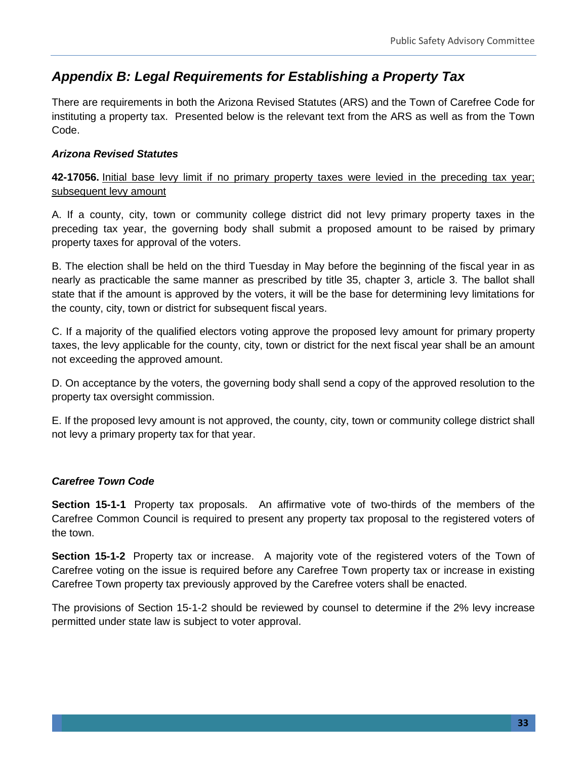## *Appendix B: Legal Requirements for Establishing a Property Tax*

There are requirements in both the Arizona Revised Statutes (ARS) and the Town of Carefree Code for instituting a property tax. Presented below is the relevant text from the ARS as well as from the Town Code.

### *Arizona Revised Statutes*

**42-17056.** Initial base levy limit if no primary property taxes were levied in the preceding tax year; subsequent levy amount

A. If a county, city, town or community college district did not levy primary property taxes in the preceding tax year, the governing body shall submit a proposed amount to be raised by primary property taxes for approval of the voters.

B. The election shall be held on the third Tuesday in May before the beginning of the fiscal year in as nearly as practicable the same manner as prescribed by title 35, chapter 3, article 3. The ballot shall state that if the amount is approved by the voters, it will be the base for determining levy limitations for the county, city, town or district for subsequent fiscal years.

C. If a majority of the qualified electors voting approve the proposed levy amount for primary property taxes, the levy applicable for the county, city, town or district for the next fiscal year shall be an amount not exceeding the approved amount.

D. On acceptance by the voters, the governing body shall send a copy of the approved resolution to the property tax oversight commission.

E. If the proposed levy amount is not approved, the county, city, town or community college district shall not levy a primary property tax for that year.

### *Carefree Town Code*

**Section 15-1-1** Property tax proposals. An affirmative vote of two-thirds of the members of the Carefree Common Council is required to present any property tax proposal to the registered voters of the town.

**Section 15-1-2** Property tax or increase. A majority vote of the registered voters of the Town of Carefree voting on the issue is required before any Carefree Town property tax or increase in existing Carefree Town property tax previously approved by the Carefree voters shall be enacted.

The provisions of Section 15-1-2 should be reviewed by counsel to determine if the 2% levy increase permitted under state law is subject to voter approval.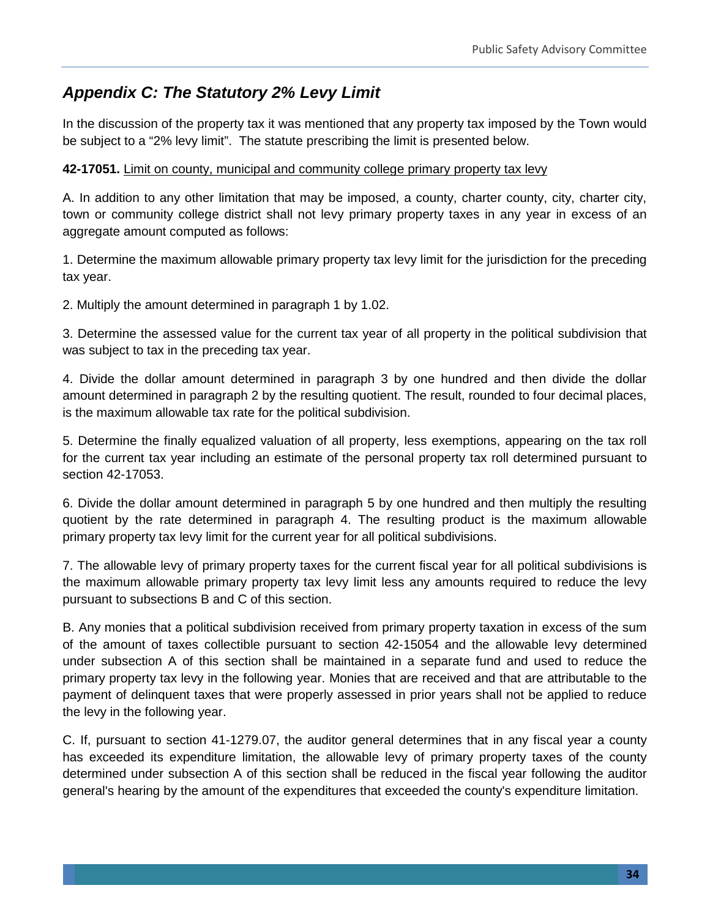## *Appendix C: The Statutory 2% Levy Limit*

In the discussion of the property tax it was mentioned that any property tax imposed by the Town would be subject to a "2% levy limit". The statute prescribing the limit is presented below.

**42-17051.** Limit on county, municipal and community college primary property tax levy

A. In addition to any other limitation that may be imposed, a county, charter county, city, charter city, town or community college district shall not levy primary property taxes in any year in excess of an aggregate amount computed as follows:

1. Determine the maximum allowable primary property tax levy limit for the jurisdiction for the preceding tax year.

2. Multiply the amount determined in paragraph 1 by 1.02.

3. Determine the assessed value for the current tax year of all property in the political subdivision that was subject to tax in the preceding tax year.

4. Divide the dollar amount determined in paragraph 3 by one hundred and then divide the dollar amount determined in paragraph 2 by the resulting quotient. The result, rounded to four decimal places, is the maximum allowable tax rate for the political subdivision.

5. Determine the finally equalized valuation of all property, less exemptions, appearing on the tax roll for the current tax year including an estimate of the personal property tax roll determined pursuant to section 42-17053.

6. Divide the dollar amount determined in paragraph 5 by one hundred and then multiply the resulting quotient by the rate determined in paragraph 4. The resulting product is the maximum allowable primary property tax levy limit for the current year for all political subdivisions.

7. The allowable levy of primary property taxes for the current fiscal year for all political subdivisions is the maximum allowable primary property tax levy limit less any amounts required to reduce the levy pursuant to subsections B and C of this section.

B. Any monies that a political subdivision received from primary property taxation in excess of the sum of the amount of taxes collectible pursuant to section 42-15054 and the allowable levy determined under subsection A of this section shall be maintained in a separate fund and used to reduce the primary property tax levy in the following year. Monies that are received and that are attributable to the payment of delinquent taxes that were properly assessed in prior years shall not be applied to reduce the levy in the following year.

C. If, pursuant to section 41-1279.07, the auditor general determines that in any fiscal year a county has exceeded its expenditure limitation, the allowable levy of primary property taxes of the county determined under subsection A of this section shall be reduced in the fiscal year following the auditor general's hearing by the amount of the expenditures that exceeded the county's expenditure limitation.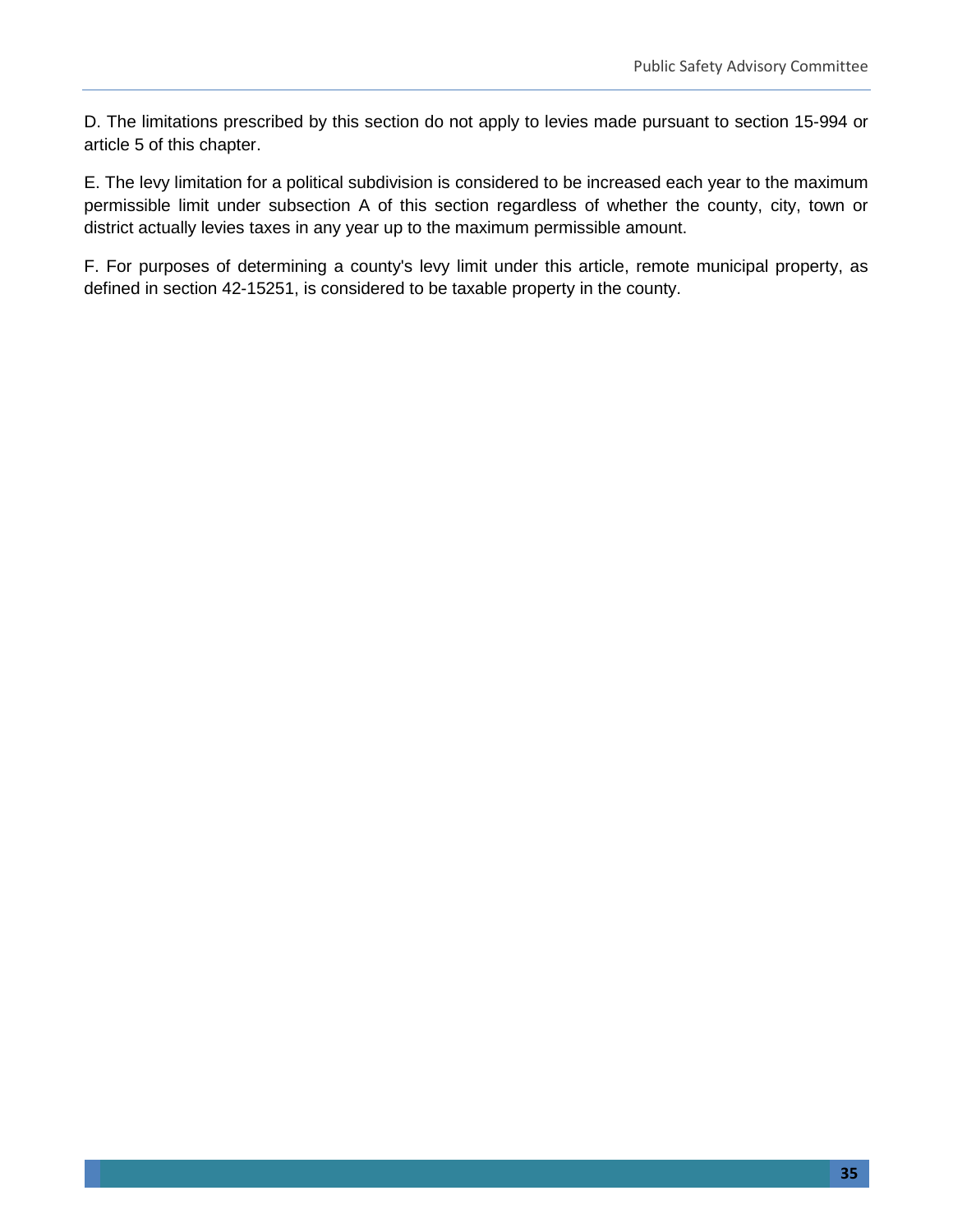D. The limitations prescribed by this section do not apply to levies made pursuant to section 15-994 or article 5 of this chapter.

E. The levy limitation for a political subdivision is considered to be increased each year to the maximum permissible limit under subsection A of this section regardless of whether the county, city, town or district actually levies taxes in any year up to the maximum permissible amount.

F. For purposes of determining a county's levy limit under this article, remote municipal property, as defined in section 42-15251, is considered to be taxable property in the county.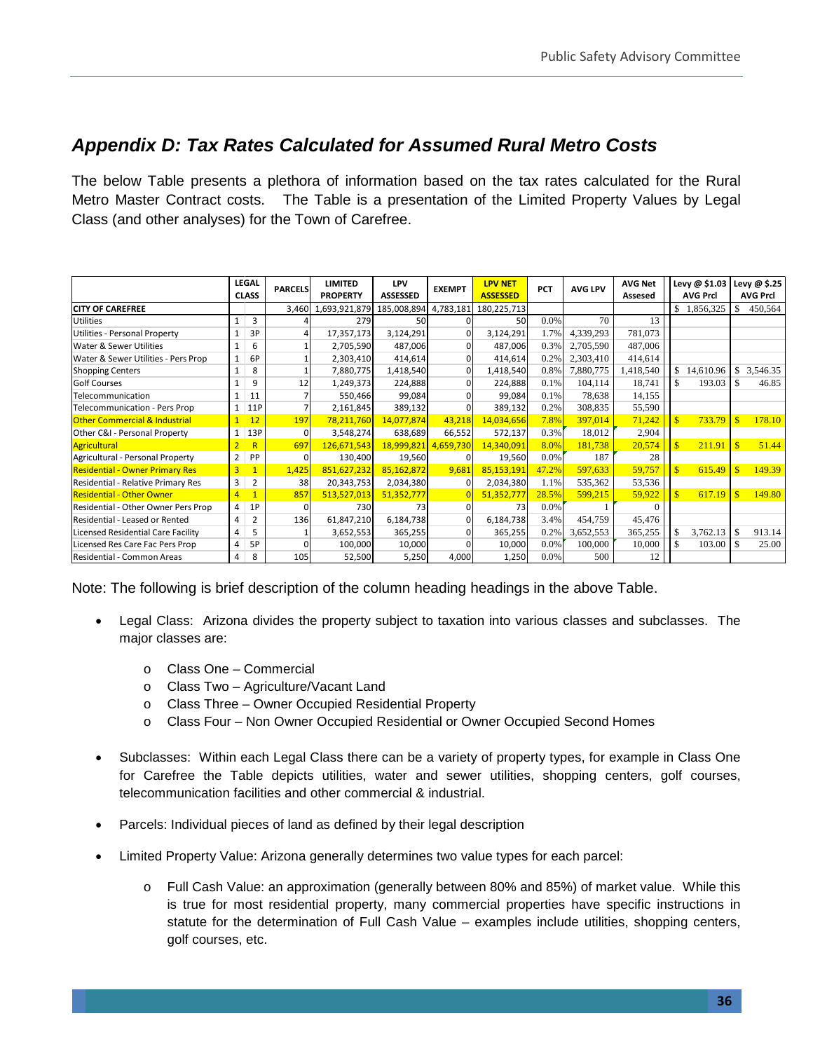## *Appendix D: Tax Rates Calculated for Assumed Rural Metro Costs*

The below Table presents a plethora of information based on the tax rates calculated for the Rural Metro Master Contract costs. The Table is a presentation of the Limited Property Values by Legal Class (and other analyses) for the Town of Carefree.

| | LEGAL CLASS | | PARCELS | LIMITED PROPERTY | LPV ASSESSED | EXEMPT | LPV NET ASSESSED | PCT | AVG LPV | AVG Net Assesed | Levy @ $1.03 AVG Prcl | Levy @ $.25 AVG Prcl |
|---|---|---|---|---|---|---|---|---|---|---|---|---|
| **CITY OF CAREFREE** | | | 3,460 | 1,693,921,879 | 185,008,894 | 4,783,181 | 180,225,713 | | | | $ 1,856,325 | $ 450,564 |
| Utilities | 1 | 3 | 4 | 279 | 50 | 0 | 50 | 0.0% | 70 | 13 | | |
| Utilities - Personal Property | 1 | 3P | 4 | 17,357,173 | 3,124,291 | 0 | 3,124,291 | 1.7% | 4,339,293 | 781,073 | | |
| Water & Sewer Utilities | 1 | 6 | 1 | 2,705,590 | 487,006 | 0 | 487,006 | 0.3% | 2,705,590 | 487,006 | | |
| Water & Sewer Utilities - Pers Prop | 1 | 6P | 1 | 2,303,410 | 414,614 | 0 | 414,614 | 0.2% | 2,303,410 | 414,614 | | |
| Shopping Centers | 1 | 8 | 1 | 7,880,775 | 1,418,540 | 0 | 1,418,540 | 0.8% | 7,880,775 | 1,418,540 | $ 14,610.96 | $ 3,546.35 |
| Golf Courses | 1 | 9 | 12 | 1,249,373 | 224,888 | 0 | 224,888 | 0.1% | 104,114 | 18,741 | $ 193.03 | $ 46.85 |
| Telecommunication | 1 | 11 | 7 | 550,466 | 99,084 | 0 | 99,084 | 0.1% | 78,638 | 14,155 | | |
| Telecommunication - Pers Prop | 1 | 11P | 7 | 2,161,845 | 389,132 | 0 | 389,132 | 0.2% | 308,835 | 55,590 | | |
| Other Commercial & Industrial | 1 | 12 | 197 | 78,211,760 | 14,077,874 | 43,218 | 14,034,656 | 7.8% | 397,014 | 71,242 | $ 733.79 | $ 178.10 |
| Other C&I - Personal Property | 1 | 13P | 0 | 3,548,274 | 638,689 | 66,552 | 572,137 | 0.3% | 18,012 | 2,904 | | |
| Agricultural | 2 | R | 697 | 126,671,543 | 18,999,821 | 4,659,730 | 14,340,091 | 8.0% | 181,738 | 20,574 | $ 211.91 | $ 51.44 |
| Agricultural - Personal Property | 2 | PP | 0 | 130,400 | 19,560 | 0 | 19,560 | 0.0% | 187 | 28 | | |
| Residential - Owner Primary Res | 3 | 1 | 1,425 | 851,627,232 | 85,162,872 | 9,681 | 85,153,191 | 47.2% | 597,633 | 59,757 | $ 615.49 | $ 149.39 |
| Residential - Relative Primary Res | 3 | 2 | 38 | 20,343,753 | 2,034,380 | 0 | 2,034,380 | 1.1% | 535,362 | 53,536 | | |
| Residential - Other Owner | 4 | 1 | 857 | 513,527,013 | 51,352,777 | 0 | 51,352,777 | 28.5% | 599,215 | 59,922 | $ 617.19 | $ 149.80 |
| Residential - Other Owner Pers Prop | 4 | 1P | 0 | 730 | 73 | 0 | 73 | 0.0% | 1 | 0 | | |
| Residential - Leased or Rented | 4 | 2 | 136 | 61,847,210 | 6,184,738 | 0 | 6,184,738 | 3.4% | 454,759 | 45,476 | | |
| Licensed Residential Care Facility | 4 | 5 | 1 | 3,652,553 | 365,255 | 0 | 365,255 | 0.2% | 3,652,553 | 365,255 | $ 3,762.13 | $ 913.14 |
| Licensed Res Care Fac Pers Prop | 4 | 5P | 0 | 100,000 | 10,000 | 0 | 10,000 | 0.0% | 100,000 | 10,000 | $ 103.00 | $ 25.00 |
| Residential - Common Areas | 4 | 8 | 105 | 52,500 | 5,250 | 4,000 | 1,250 | 0.0% | 500 | 12 | | |

Note: The following is brief description of the column heading headings in the above Table.

- Legal Class: Arizona divides the property subject to taxation into various classes and subclasses. The major classes are:
  - Class One – Commercial
  - Class Two – Agriculture/Vacant Land
  - Class Three – Owner Occupied Residential Property
  - Class Four – Non Owner Occupied Residential or Owner Occupied Second Homes
- Subclasses: Within each Legal Class there can be a variety of property types, for example in Class One for Carefree the Table depicts utilities, water and sewer utilities, shopping centers, golf courses, telecommunication facilities and other commercial & industrial.
- Parcels: Individual pieces of land as defined by their legal description
- Limited Property Value: Arizona generally determines two value types for each parcel:
  - Full Cash Value: an approximation (generally between 80% and 85%) of market value. While this is true for most residential property, many commercial properties have specific instructions in statute for the determination of Full Cash Value – examples include utilities, shopping centers, golf courses, etc.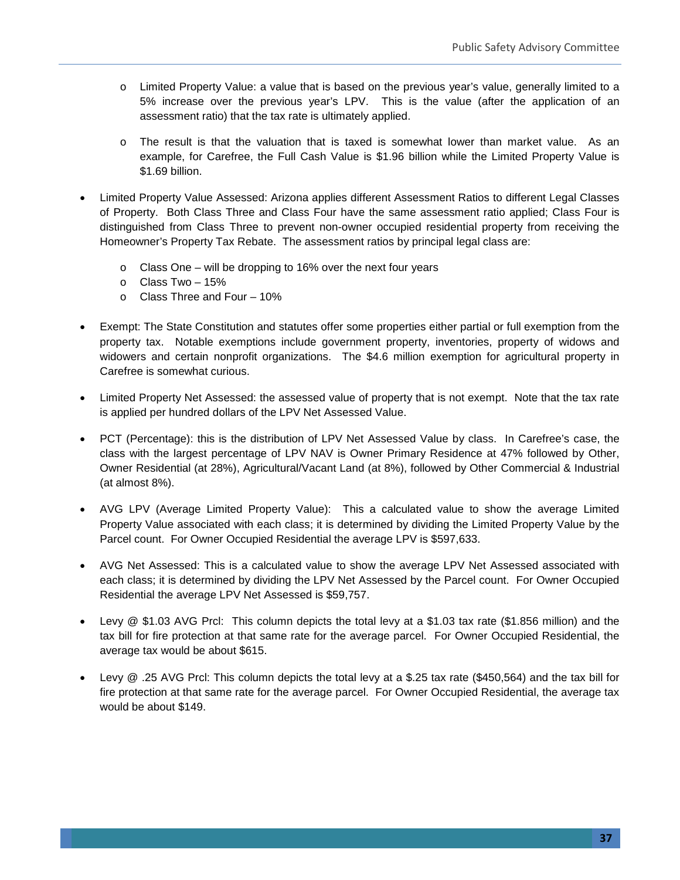- Limited Property Value: a value that is based on the previous year's value, generally limited to a 5% increase over the previous year's LPV. This is the value (after the application of an assessment ratio) that the tax rate is ultimately applied.

- The result is that the valuation that is taxed is somewhat lower than market value. As an example, for Carefree, the Full Cash Value is $1.96 billion while the Limited Property Value is $1.69 billion.

- Limited Property Value Assessed: Arizona applies different Assessment Ratios to different Legal Classes of Property. Both Class Three and Class Four have the same assessment ratio applied; Class Four is distinguished from Class Three to prevent non-owner occupied residential property from receiving the Homeowner's Property Tax Rebate. The assessment ratios by principal legal class are:
  - Class One – will be dropping to 16% over the next four years
  - Class Two – 15%
  - Class Three and Four – 10%

- Exempt: The State Constitution and statutes offer some properties either partial or full exemption from the property tax. Notable exemptions include government property, inventories, property of widows and widowers and certain nonprofit organizations. The $4.6 million exemption for agricultural property in Carefree is somewhat curious.

- Limited Property Net Assessed: the assessed value of property that is not exempt. Note that the tax rate is applied per hundred dollars of the LPV Net Assessed Value.

- PCT (Percentage): this is the distribution of LPV Net Assessed Value by class. In Carefree's case, the class with the largest percentage of LPV NAV is Owner Primary Residence at 47% followed by Other, Owner Residential (at 28%), Agricultural/Vacant Land (at 8%), followed by Other Commercial & Industrial (at almost 8%).

- AVG LPV (Average Limited Property Value): This a calculated value to show the average Limited Property Value associated with each class; it is determined by dividing the Limited Property Value by the Parcel count. For Owner Occupied Residential the average LPV is $597,633.

- AVG Net Assessed: This is a calculated value to show the average LPV Net Assessed associated with each class; it is determined by dividing the LPV Net Assessed by the Parcel count. For Owner Occupied Residential the average LPV Net Assessed is $59,757.

- Levy @ $1.03 AVG Prcl: This column depicts the total levy at a $1.03 tax rate ($1.856 million) and the tax bill for fire protection at that same rate for the average parcel. For Owner Occupied Residential, the average tax would be about $615.

- Levy @ .25 AVG Prcl: This column depicts the total levy at a $.25 tax rate ($450,564) and the tax bill for fire protection at that same rate for the average parcel. For Owner Occupied Residential, the average tax would be about $149.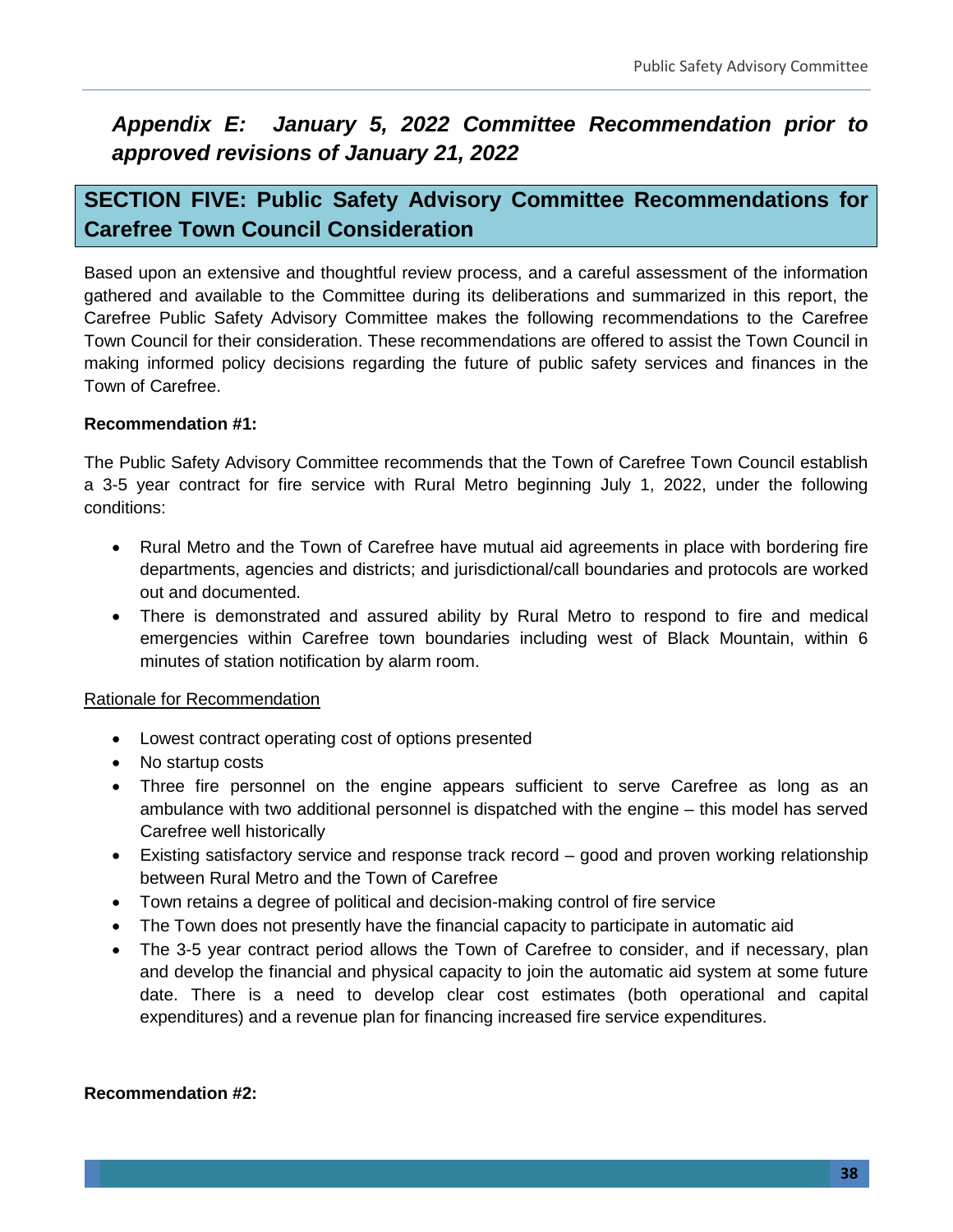## *Appendix E: January 5, 2022 Committee Recommendation prior to approved revisions of January 21, 2022*

## SECTION FIVE: Public Safety Advisory Committee Recommendations for Carefree Town Council Consideration

Based upon an extensive and thoughtful review process, and a careful assessment of the information gathered and available to the Committee during its deliberations and summarized in this report, the Carefree Public Safety Advisory Committee makes the following recommendations to the Carefree Town Council for their consideration. These recommendations are offered to assist the Town Council in making informed policy decisions regarding the future of public safety services and finances in the Town of Carefree.

**Recommendation #1:**

The Public Safety Advisory Committee recommends that the Town of Carefree Town Council establish a 3-5 year contract for fire service with Rural Metro beginning July 1, 2022, under the following conditions:

- Rural Metro and the Town of Carefree have mutual aid agreements in place with bordering fire departments, agencies and districts; and jurisdictional/call boundaries and protocols are worked out and documented.
- There is demonstrated and assured ability by Rural Metro to respond to fire and medical emergencies within Carefree town boundaries including west of Black Mountain, within 6 minutes of station notification by alarm room.

Rationale for Recommendation

- Lowest contract operating cost of options presented
- No startup costs
- Three fire personnel on the engine appears sufficient to serve Carefree as long as an ambulance with two additional personnel is dispatched with the engine – this model has served Carefree well historically
- Existing satisfactory service and response track record – good and proven working relationship between Rural Metro and the Town of Carefree
- Town retains a degree of political and decision-making control of fire service
- The Town does not presently have the financial capacity to participate in automatic aid
- The 3-5 year contract period allows the Town of Carefree to consider, and if necessary, plan and develop the financial and physical capacity to join the automatic aid system at some future date. There is a need to develop clear cost estimates (both operational and capital expenditures) and a revenue plan for financing increased fire service expenditures.

**Recommendation #2:**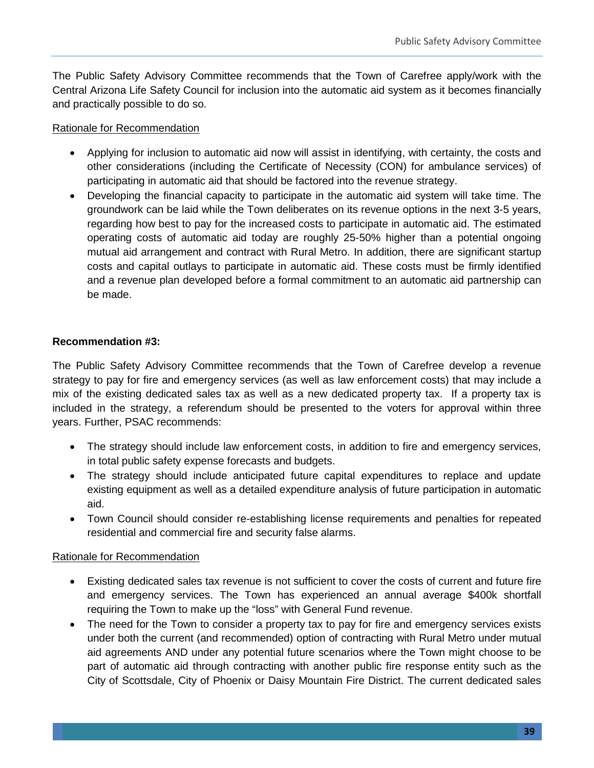The Public Safety Advisory Committee recommends that the Town of Carefree apply/work with the Central Arizona Life Safety Council for inclusion into the automatic aid system as it becomes financially and practically possible to do so.

Rationale for Recommendation

- Applying for inclusion to automatic aid now will assist in identifying, with certainty, the costs and other considerations (including the Certificate of Necessity (CON) for ambulance services) of participating in automatic aid that should be factored into the revenue strategy.
- Developing the financial capacity to participate in the automatic aid system will take time. The groundwork can be laid while the Town deliberates on its revenue options in the next 3-5 years, regarding how best to pay for the increased costs to participate in automatic aid. The estimated operating costs of automatic aid today are roughly 25-50% higher than a potential ongoing mutual aid arrangement and contract with Rural Metro. In addition, there are significant startup costs and capital outlays to participate in automatic aid. These costs must be firmly identified and a revenue plan developed before a formal commitment to an automatic aid partnership can be made.

**Recommendation #3:**

The Public Safety Advisory Committee recommends that the Town of Carefree develop a revenue strategy to pay for fire and emergency services (as well as law enforcement costs) that may include a mix of the existing dedicated sales tax as well as a new dedicated property tax. If a property tax is included in the strategy, a referendum should be presented to the voters for approval within three years. Further, PSAC recommends:

- The strategy should include law enforcement costs, in addition to fire and emergency services, in total public safety expense forecasts and budgets.
- The strategy should include anticipated future capital expenditures to replace and update existing equipment as well as a detailed expenditure analysis of future participation in automatic aid.
- Town Council should consider re-establishing license requirements and penalties for repeated residential and commercial fire and security false alarms.

Rationale for Recommendation

- Existing dedicated sales tax revenue is not sufficient to cover the costs of current and future fire and emergency services. The Town has experienced an annual average $400k shortfall requiring the Town to make up the "loss" with General Fund revenue.
- The need for the Town to consider a property tax to pay for fire and emergency services exists under both the current (and recommended) option of contracting with Rural Metro under mutual aid agreements AND under any potential future scenarios where the Town might choose to be part of automatic aid through contracting with another public fire response entity such as the City of Scottsdale, City of Phoenix or Daisy Mountain Fire District. The current dedicated sales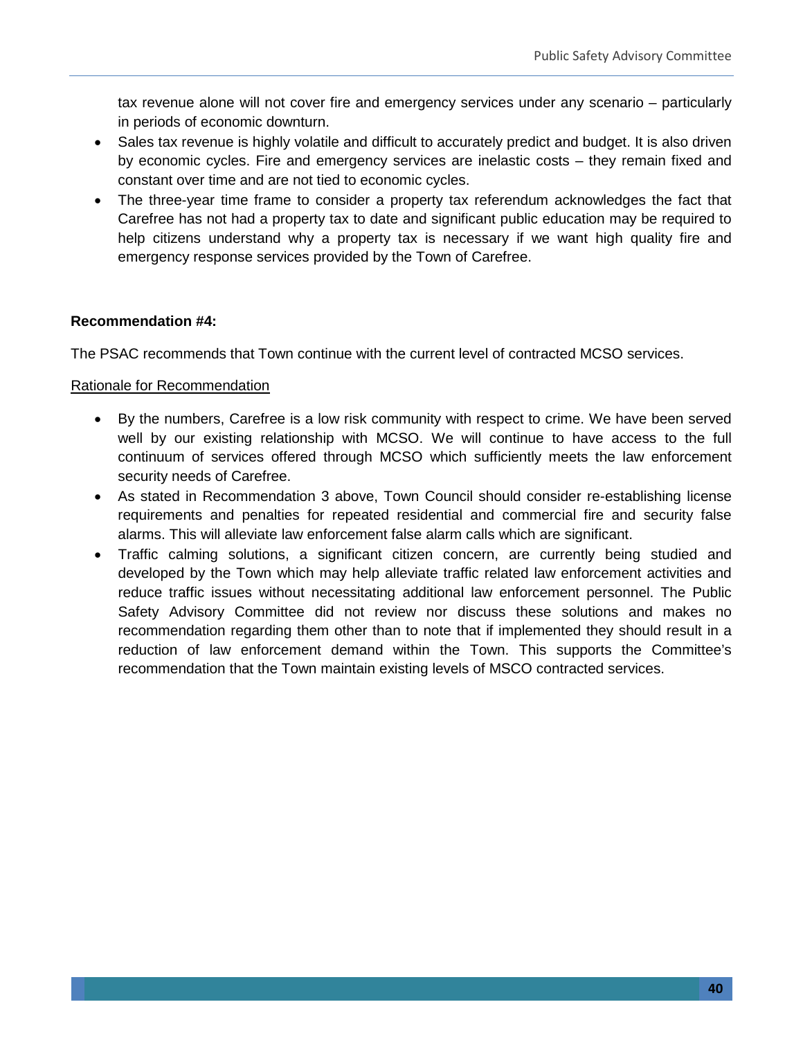tax revenue alone will not cover fire and emergency services under any scenario – particularly in periods of economic downturn.

- Sales tax revenue is highly volatile and difficult to accurately predict and budget. It is also driven by economic cycles. Fire and emergency services are inelastic costs – they remain fixed and constant over time and are not tied to economic cycles.
- The three-year time frame to consider a property tax referendum acknowledges the fact that Carefree has not had a property tax to date and significant public education may be required to help citizens understand why a property tax is necessary if we want high quality fire and emergency response services provided by the Town of Carefree.

**Recommendation #4:**

The PSAC recommends that Town continue with the current level of contracted MCSO services.

Rationale for Recommendation

- By the numbers, Carefree is a low risk community with respect to crime. We have been served well by our existing relationship with MCSO. We will continue to have access to the full continuum of services offered through MCSO which sufficiently meets the law enforcement security needs of Carefree.
- As stated in Recommendation 3 above, Town Council should consider re-establishing license requirements and penalties for repeated residential and commercial fire and security false alarms. This will alleviate law enforcement false alarm calls which are significant.
- Traffic calming solutions, a significant citizen concern, are currently being studied and developed by the Town which may help alleviate traffic related law enforcement activities and reduce traffic issues without necessitating additional law enforcement personnel. The Public Safety Advisory Committee did not review nor discuss these solutions and makes no recommendation regarding them other than to note that if implemented they should result in a reduction of law enforcement demand within the Town. This supports the Committee's recommendation that the Town maintain existing levels of MSCO contracted services.